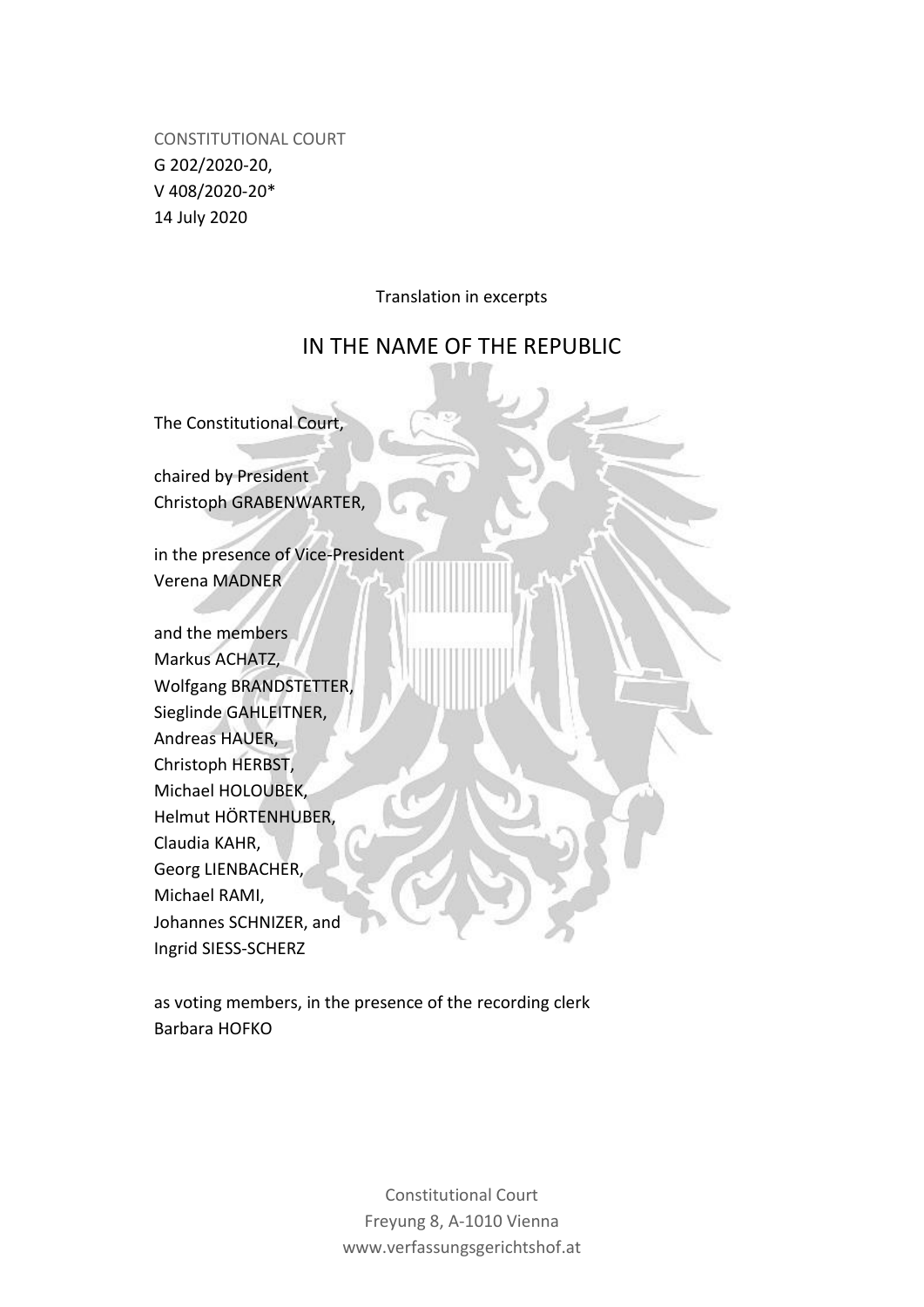CONSTITUTIONAL COURT
G 202/2020-20,
V 408/2020-20*
14 July 2020

Translation in excerpts

# IN THE NAME OF THE REPUBLIC

The Constitutional Court,

chaired by President
Christoph GRABENWARTER,

in the presence of Vice-President
Verena MADNER

and the members
Markus ACHATZ,
Wolfgang BRANDSTETTER,
Sieglinde GAHLEITNER,
Andreas HAUER,
Christoph HERBST,
Michael HOLOUBEK,
Helmut HÖRTENHUBER,
Claudia KAHR,
Georg LIENBACHER,
Michael RAMI,
Johannes SCHNIZER, and
Ingrid SIESS-SCHERZ

as voting members, in the presence of the recording clerk
Barbara HOFKO

Constitutional Court
Freyung 8, A-1010 Vienna
www.verfassungsgerichtshof.at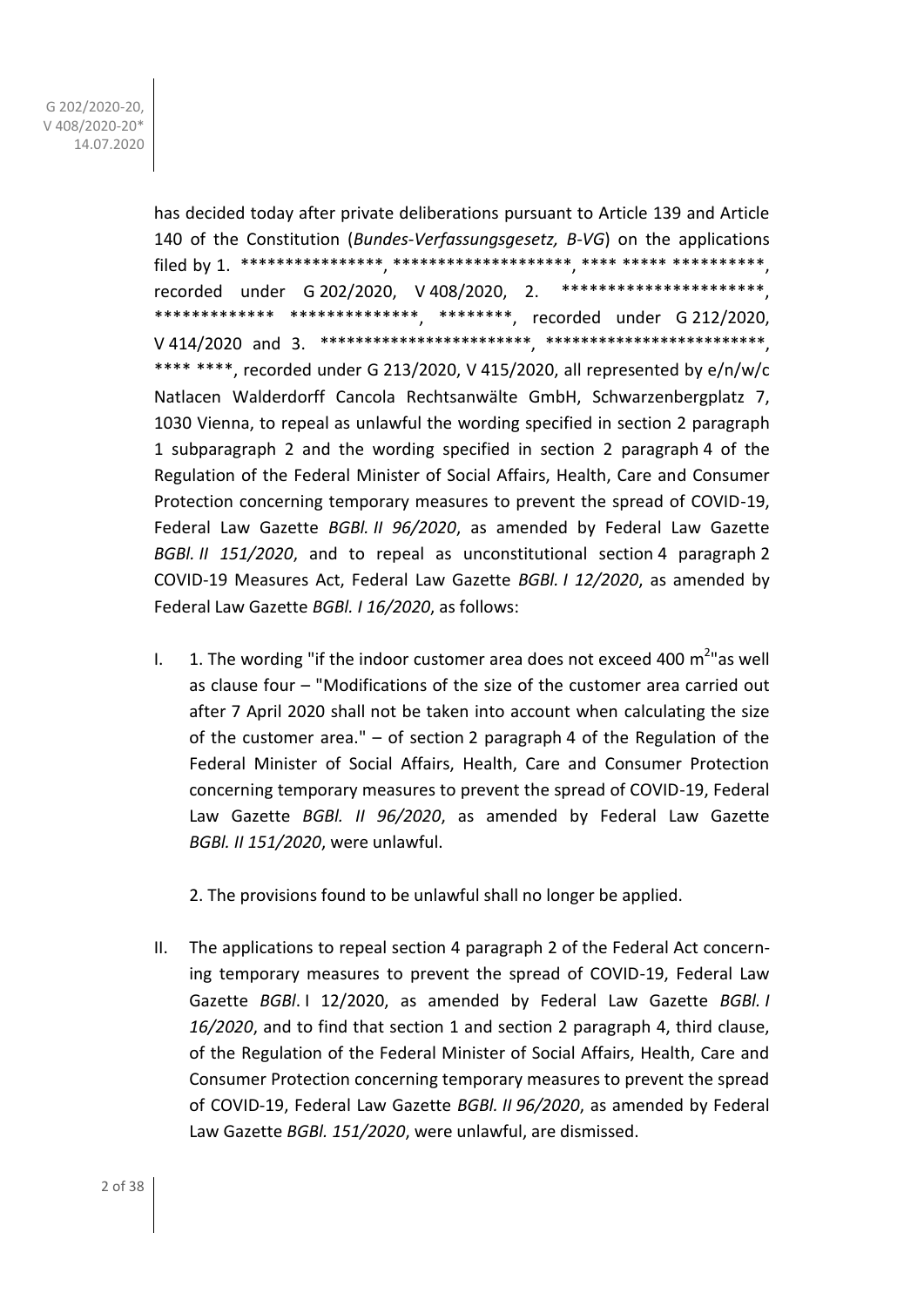has decided today after private deliberations pursuant to Article 139 and Article 140 of the Constitution (*Bundes-Verfassungsgesetz, B-VG*) on the applications filed by 1. ****************, ********************, **** ***** **********, recorded under G 202/2020, V 408/2020, 2. **********************, ************* **************, ********, recorded under G 212/2020, V 414/2020 and 3. ************************, *************************, **** ****, recorded under G 213/2020, V 415/2020, all represented by e/n/w/c Natlacen Walderdorff Cancola Rechtsanwälte GmbH, Schwarzenbergplatz 7, 1030 Vienna, to repeal as unlawful the wording specified in section 2 paragraph 1 subparagraph 2 and the wording specified in section 2 paragraph 4 of the Regulation of the Federal Minister of Social Affairs, Health, Care and Consumer Protection concerning temporary measures to prevent the spread of COVID-19, Federal Law Gazette *BGBl. II 96/2020*, as amended by Federal Law Gazette *BGBl. II 151/2020*, and to repeal as unconstitutional section 4 paragraph 2 COVID-19 Measures Act, Federal Law Gazette *BGBl. I 12/2020*, as amended by Federal Law Gazette *BGBl. I 16/2020*, as follows:

I. 1. The wording "if the indoor customer area does not exceed 400 $m^2$" as well as clause four – "Modifications of the size of the customer area carried out after 7 April 2020 shall not be taken into account when calculating the size of the customer area." – of section 2 paragraph 4 of the Regulation of the Federal Minister of Social Affairs, Health, Care and Consumer Protection concerning temporary measures to prevent the spread of COVID-19, Federal Law Gazette *BGBl. II 96/2020*, as amended by Federal Law Gazette *BGBl. II 151/2020*, were unlawful.

   2. The provisions found to be unlawful shall no longer be applied.

II. The applications to repeal section 4 paragraph 2 of the Federal Act concerning temporary measures to prevent the spread of COVID-19, Federal Law Gazette *BGBl*. I 12/2020, as amended by Federal Law Gazette *BGBl. I 16/2020*, and to find that section 1 and section 2 paragraph 4, third clause, of the Regulation of the Federal Minister of Social Affairs, Health, Care and Consumer Protection concerning temporary measures to prevent the spread of COVID-19, Federal Law Gazette *BGBl. II 96/2020*, as amended by Federal Law Gazette *BGBl. 151/2020*, were unlawful, are dismissed.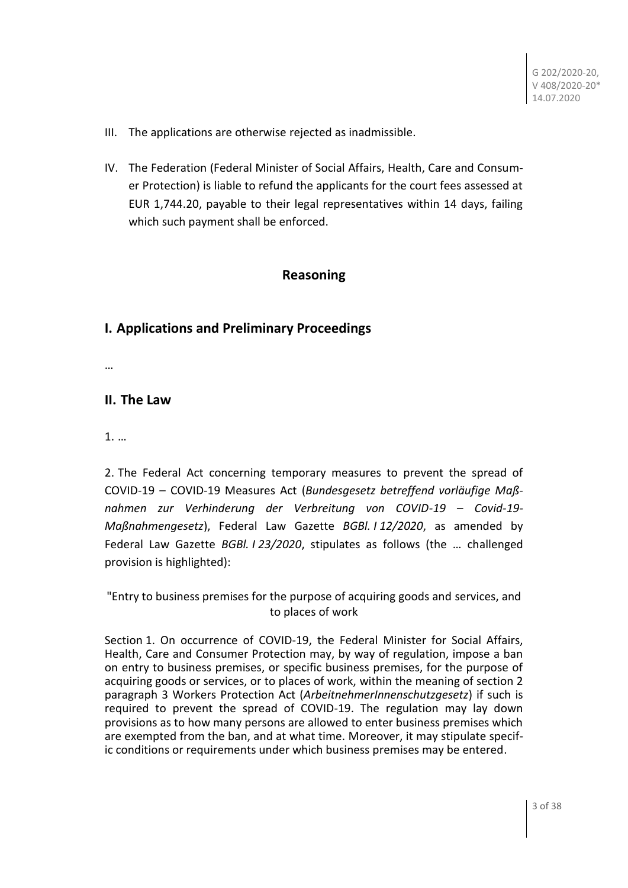III. The applications are otherwise rejected as inadmissible.

IV. The Federation (Federal Minister of Social Affairs, Health, Care and Consumer Protection) is liable to refund the applicants for the court fees assessed at EUR 1,744.20, payable to their legal representatives within 14 days, failing which such payment shall be enforced.

## Reasoning

## I. Applications and Preliminary Proceedings

…

## II. The Law

1. …

2. The Federal Act concerning temporary measures to prevent the spread of COVID-19 – COVID-19 Measures Act (*Bundesgesetz betreffend vorläufige Maßnahmen zur Verhinderung der Verbreitung von COVID-19 – Covid-19-Maßnahmengesetz*), Federal Law Gazette *BGBl. I 12/2020*, as amended by Federal Law Gazette *BGBl. I 23/2020*, stipulates as follows (the … challenged provision is highlighted):

"Entry to business premises for the purpose of acquiring goods and services, and to places of work

Section 1. On occurrence of COVID-19, the Federal Minister for Social Affairs, Health, Care and Consumer Protection may, by way of regulation, impose a ban on entry to business premises, or specific business premises, for the purpose of acquiring goods or services, or to places of work, within the meaning of section 2 paragraph 3 Workers Protection Act (*ArbeitnehmerInnenschutzgesetz*) if such is required to prevent the spread of COVID-19. The regulation may lay down provisions as to how many persons are allowed to enter business premises which are exempted from the ban, and at what time. Moreover, it may stipulate specific conditions or requirements under which business premises may be entered.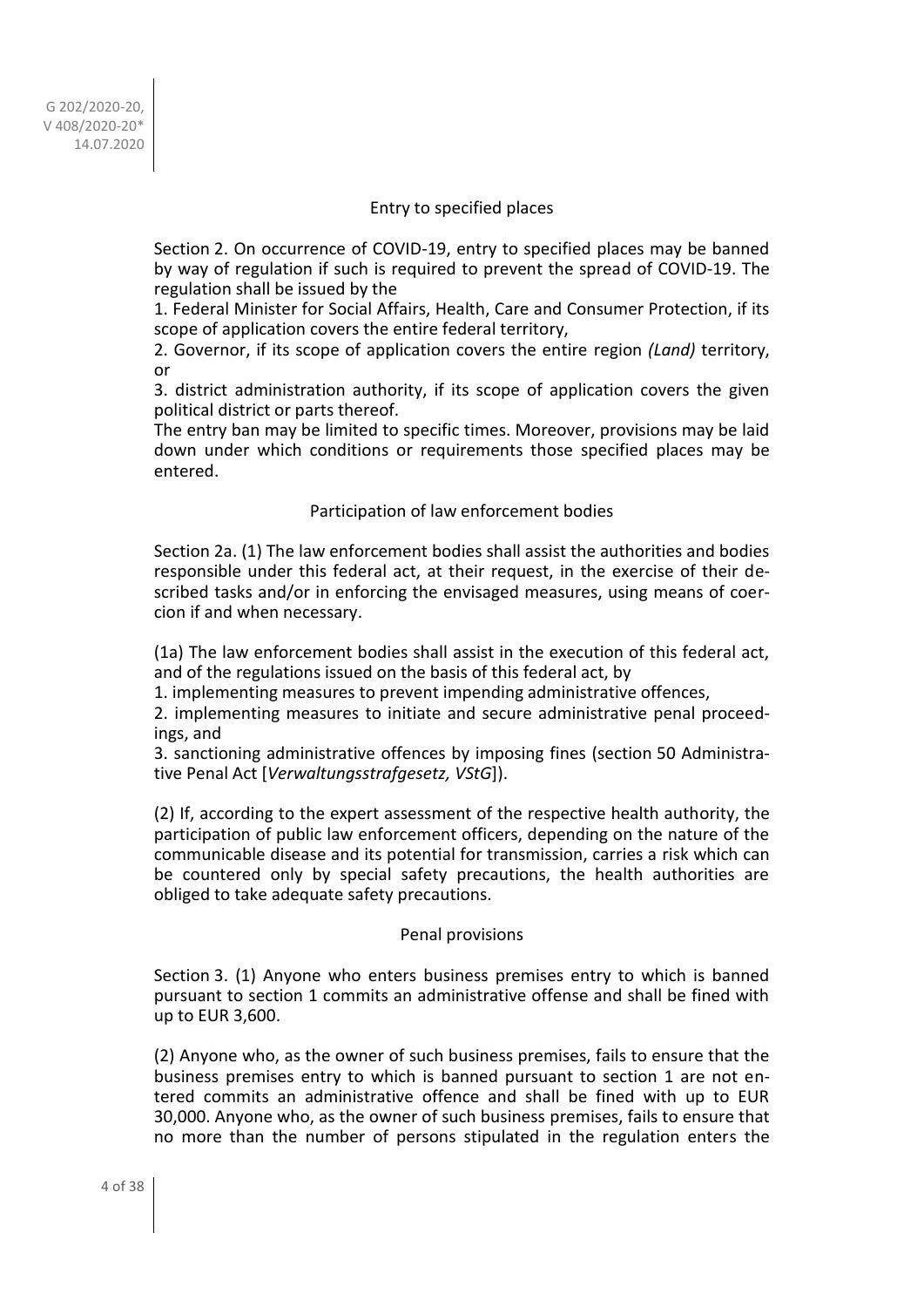### Entry to specified places

Section 2. On occurrence of COVID-19, entry to specified places may be banned by way of regulation if such is required to prevent the spread of COVID-19. The regulation shall be issued by the

1. Federal Minister for Social Affairs, Health, Care and Consumer Protection, if its scope of application covers the entire federal territory,
2. Governor, if its scope of application covers the entire region *(Land)* territory, or
3. district administration authority, if its scope of application covers the given political district or parts thereof.

The entry ban may be limited to specific times. Moreover, provisions may be laid down under which conditions or requirements those specified places may be entered.

### Participation of law enforcement bodies

Section 2a. (1) The law enforcement bodies shall assist the authorities and bodies responsible under this federal act, at their request, in the exercise of their described tasks and/or in enforcing the envisaged measures, using means of coercion if and when necessary.

(1a) The law enforcement bodies shall assist in the execution of this federal act, and of the regulations issued on the basis of this federal act, by

1. implementing measures to prevent impending administrative offences,
2. implementing measures to initiate and secure administrative penal proceedings, and
3. sanctioning administrative offences by imposing fines (section 50 Administrative Penal Act [*Verwaltungsstrafgesetz, VStG*]).

(2) If, according to the expert assessment of the respective health authority, the participation of public law enforcement officers, depending on the nature of the communicable disease and its potential for transmission, carries a risk which can be countered only by special safety precautions, the health authorities are obliged to take adequate safety precautions.

### Penal provisions

Section 3. (1) Anyone who enters business premises entry to which is banned pursuant to section 1 commits an administrative offense and shall be fined with up to EUR 3,600.

(2) Anyone who, as the owner of such business premises, fails to ensure that the business premises entry to which is banned pursuant to section 1 are not entered commits an administrative offence and shall be fined with up to EUR 30,000. Anyone who, as the owner of such business premises, fails to ensure that no more than the number of persons stipulated in the regulation enters the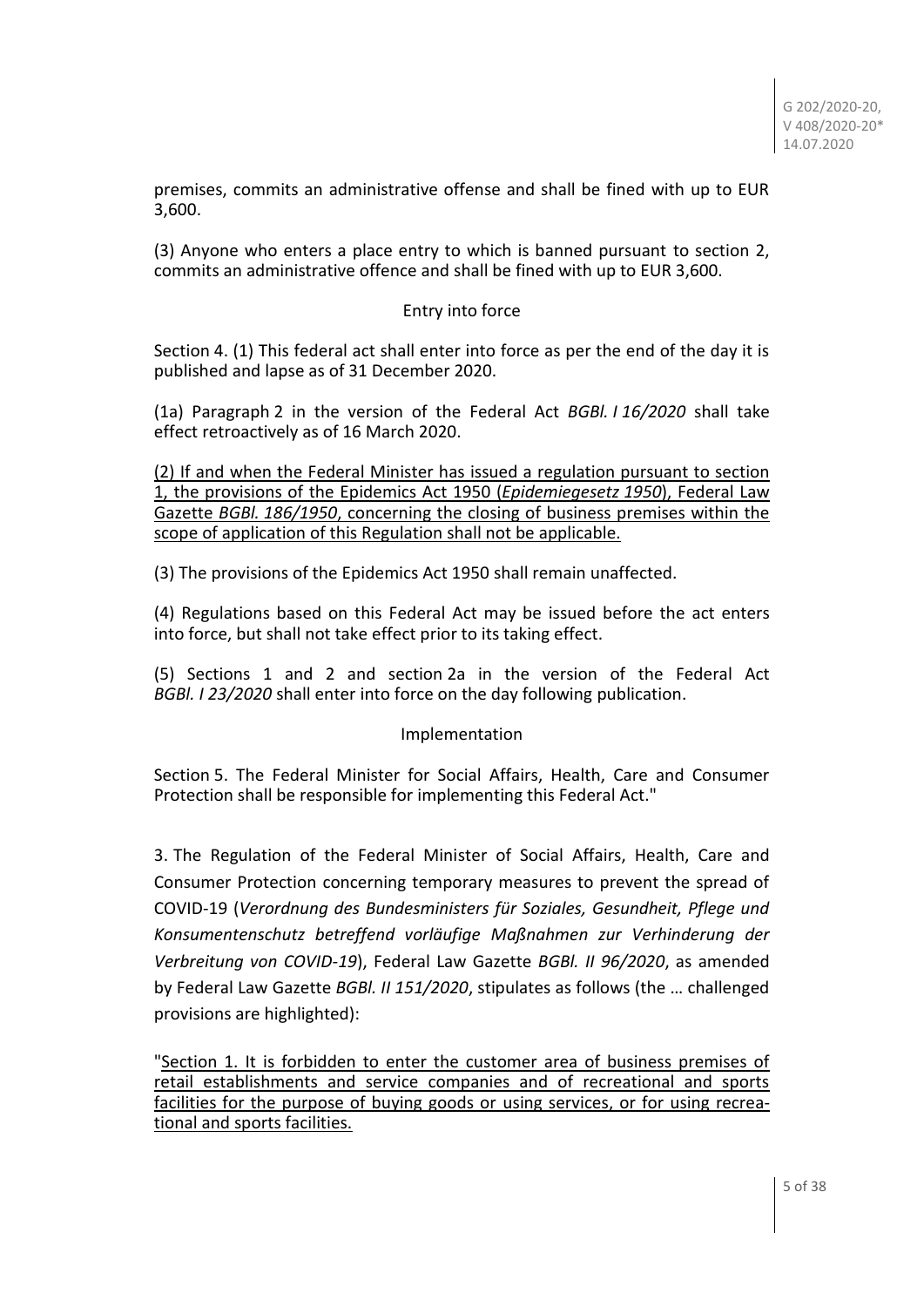premises, commits an administrative offense and shall be fined with up to EUR 3,600.

(3) Anyone who enters a place entry to which is banned pursuant to section 2, commits an administrative offence and shall be fined with up to EUR 3,600.

Entry into force

Section 4. (1) This federal act shall enter into force as per the end of the day it is published and lapse as of 31 December 2020.

(1a) Paragraph 2 in the version of the Federal Act *BGBl. I 16/2020* shall take effect retroactively as of 16 March 2020.

<u>(2) If and when the Federal Minister has issued a regulation pursuant to section 1, the provisions of the Epidemics Act 1950 (*Epidemiegesetz 1950*), Federal Law Gazette *BGBl. 186/1950*, concerning the closing of business premises within the scope of application of this Regulation shall not be applicable.</u>

(3) The provisions of the Epidemics Act 1950 shall remain unaffected.

(4) Regulations based on this Federal Act may be issued before the act enters into force, but shall not take effect prior to its taking effect.

(5) Sections 1 and 2 and section 2a in the version of the Federal Act *BGBl. I 23/2020* shall enter into force on the day following publication.

Implementation

Section 5. The Federal Minister for Social Affairs, Health, Care and Consumer Protection shall be responsible for implementing this Federal Act."

3. The Regulation of the Federal Minister of Social Affairs, Health, Care and Consumer Protection concerning temporary measures to prevent the spread of COVID-19 (*Verordnung des Bundesministers für Soziales, Gesundheit, Pflege und Konsumentenschutz betreffend vorläufige Maßnahmen zur Verhinderung der Verbreitung von COVID-19*), Federal Law Gazette *BGBl. II 96/2020*, as amended by Federal Law Gazette *BGBl. II 151/2020*, stipulates as follows (the … challenged provisions are highlighted):

"<u>Section 1. It is forbidden to enter the customer area of business premises of retail establishments and service companies and of recreational and sports facilities for the purpose of buying goods or using services, or for using recreational and sports facilities.</u>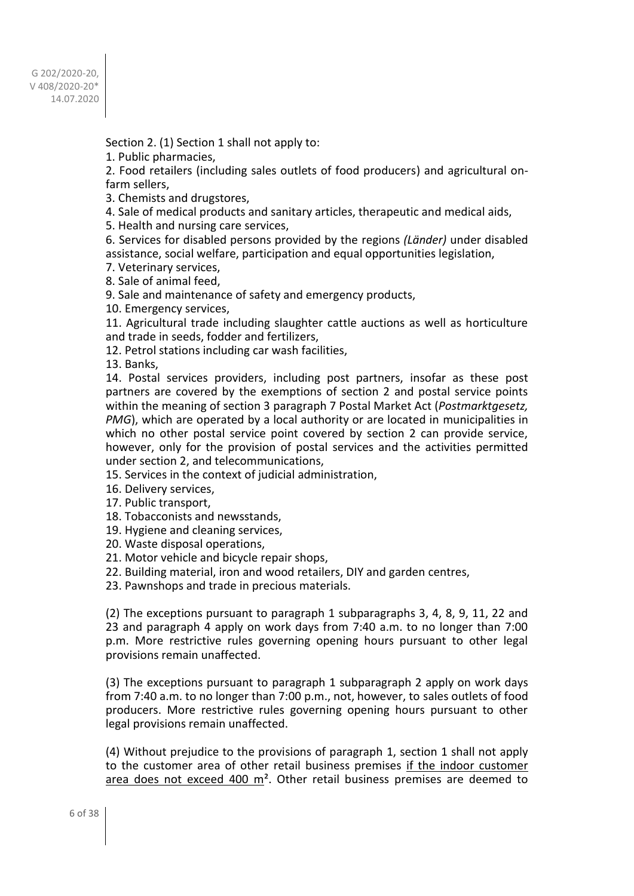Section 2. (1) Section 1 shall not apply to:

1. Public pharmacies,
2. Food retailers (including sales outlets of food producers) and agricultural on-farm sellers,
3. Chemists and drugstores,
4. Sale of medical products and sanitary articles, therapeutic and medical aids,
5. Health and nursing care services,
6. Services for disabled persons provided by the regions *(Länder)* under disabled assistance, social welfare, participation and equal opportunities legislation,
7. Veterinary services,
8. Sale of animal feed,
9. Sale and maintenance of safety and emergency products,
10. Emergency services,
11. Agricultural trade including slaughter cattle auctions as well as horticulture and trade in seeds, fodder and fertilizers,
12. Petrol stations including car wash facilities,
13. Banks,
14. Postal services providers, including post partners, insofar as these post partners are covered by the exemptions of section 2 and postal service points within the meaning of section 3 paragraph 7 Postal Market Act (*Postmarktgesetz, PMG*), which are operated by a local authority or are located in municipalities in which no other postal service point covered by section 2 can provide service, however, only for the provision of postal services and the activities permitted under section 2, and telecommunications,
15. Services in the context of judicial administration,
16. Delivery services,
17. Public transport,
18. Tobacconists and newsstands,
19. Hygiene and cleaning services,
20. Waste disposal operations,
21. Motor vehicle and bicycle repair shops,
22. Building material, iron and wood retailers, DIY and garden centres,
23. Pawnshops and trade in precious materials.

(2) The exceptions pursuant to paragraph 1 subparagraphs 3, 4, 8, 9, 11, 22 and 23 and paragraph 4 apply on work days from 7:40 a.m. to no longer than 7:00 p.m. More restrictive rules governing opening hours pursuant to other legal provisions remain unaffected.

(3) The exceptions pursuant to paragraph 1 subparagraph 2 apply on work days from 7:40 a.m. to no longer than 7:00 p.m., not, however, to sales outlets of food producers. More restrictive rules governing opening hours pursuant to other legal provisions remain unaffected.

(4) Without prejudice to the provisions of paragraph 1, section 1 shall not apply to the customer area of other retail business premises if the indoor customer area does not exceed 400 m². Other retail business premises are deemed to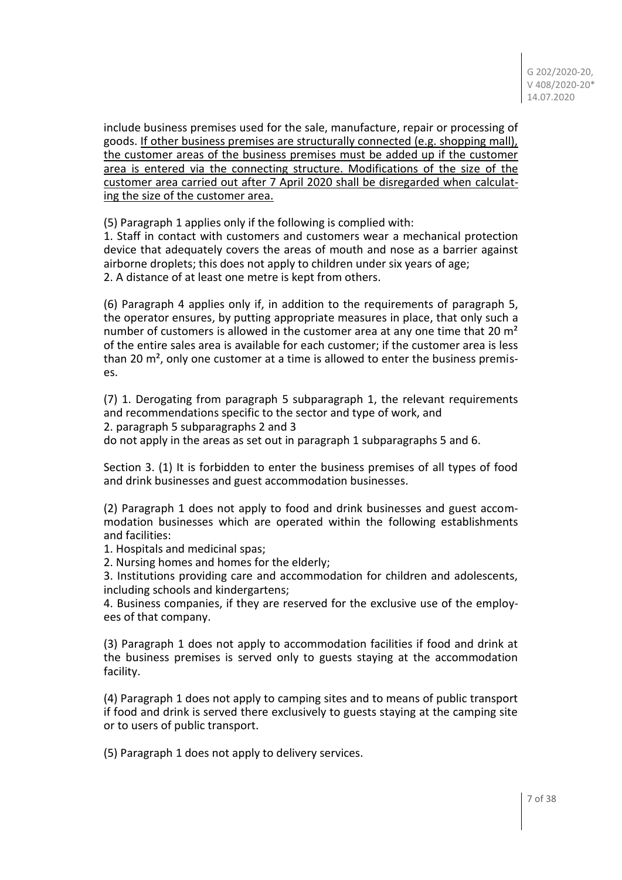include business premises used for the sale, manufacture, repair or processing of goods. <u>If other business premises are structurally connected (e.g. shopping mall), the customer areas of the business premises must be added up if the customer area is entered via the connecting structure. Modifications of the size of the customer area carried out after 7 April 2020 shall be disregarded when calculating the size of the customer area.</u>

(5) Paragraph 1 applies only if the following is complied with:
1. Staff in contact with customers and customers wear a mechanical protection device that adequately covers the areas of mouth and nose as a barrier against airborne droplets; this does not apply to children under six years of age;
2. A distance of at least one metre is kept from others.

(6) Paragraph 4 applies only if, in addition to the requirements of paragraph 5, the operator ensures, by putting appropriate measures in place, that only such a number of customers is allowed in the customer area at any one time that 20 m² of the entire sales area is available for each customer; if the customer area is less than 20 m², only one customer at a time is allowed to enter the business premises.

(7) 1. Derogating from paragraph 5 subparagraph 1, the relevant requirements and recommendations specific to the sector and type of work, and
2. paragraph 5 subparagraphs 2 and 3
do not apply in the areas as set out in paragraph 1 subparagraphs 5 and 6.

Section 3. (1) It is forbidden to enter the business premises of all types of food and drink businesses and guest accommodation businesses.

(2) Paragraph 1 does not apply to food and drink businesses and guest accommodation businesses which are operated within the following establishments and facilities:
1. Hospitals and medicinal spas;
2. Nursing homes and homes for the elderly;
3. Institutions providing care and accommodation for children and adolescents, including schools and kindergartens;
4. Business companies, if they are reserved for the exclusive use of the employees of that company.

(3) Paragraph 1 does not apply to accommodation facilities if food and drink at the business premises is served only to guests staying at the accommodation facility.

(4) Paragraph 1 does not apply to camping sites and to means of public transport if food and drink is served there exclusively to guests staying at the camping site or to users of public transport.

(5) Paragraph 1 does not apply to delivery services.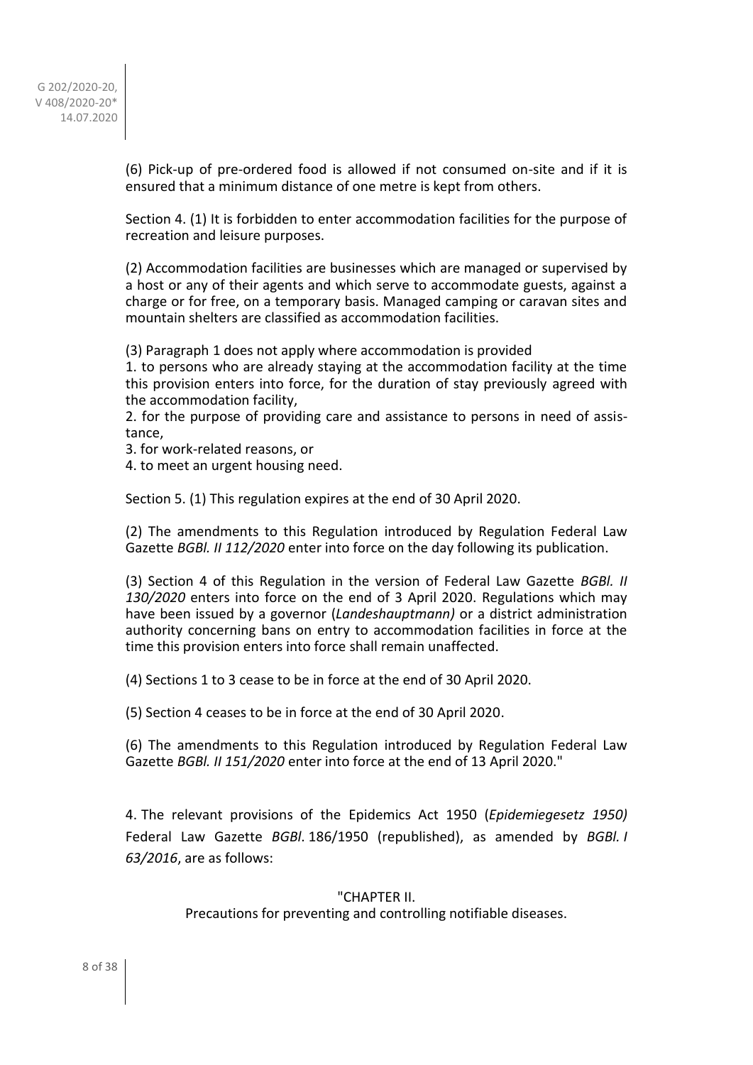(6) Pick-up of pre-ordered food is allowed if not consumed on-site and if it is ensured that a minimum distance of one metre is kept from others.

Section 4. (1) It is forbidden to enter accommodation facilities for the purpose of recreation and leisure purposes.

(2) Accommodation facilities are businesses which are managed or supervised by a host or any of their agents and which serve to accommodate guests, against a charge or for free, on a temporary basis. Managed camping or caravan sites and mountain shelters are classified as accommodation facilities.

(3) Paragraph 1 does not apply where accommodation is provided
1. to persons who are already staying at the accommodation facility at the time this provision enters into force, for the duration of stay previously agreed with the accommodation facility,
2. for the purpose of providing care and assistance to persons in need of assistance,
3. for work-related reasons, or
4. to meet an urgent housing need.

Section 5. (1) This regulation expires at the end of 30 April 2020.

(2) The amendments to this Regulation introduced by Regulation Federal Law Gazette *BGBl. II 112/2020* enter into force on the day following its publication.

(3) Section 4 of this Regulation in the version of Federal Law Gazette *BGBl. II 130/2020* enters into force on the end of 3 April 2020. Regulations which may have been issued by a governor (*Landeshauptmann)* or a district administration authority concerning bans on entry to accommodation facilities in force at the time this provision enters into force shall remain unaffected.

(4) Sections 1 to 3 cease to be in force at the end of 30 April 2020.

(5) Section 4 ceases to be in force at the end of 30 April 2020.

(6) The amendments to this Regulation introduced by Regulation Federal Law Gazette *BGBl. II 151/2020* enter into force at the end of 13 April 2020."

4. The relevant provisions of the Epidemics Act 1950 (*Epidemiegesetz 1950)* Federal Law Gazette *BGBl*. 186/1950 (republished), as amended by *BGBl. I 63/2016*, are as follows:

"CHAPTER II.
Precautions for preventing and controlling notifiable diseases.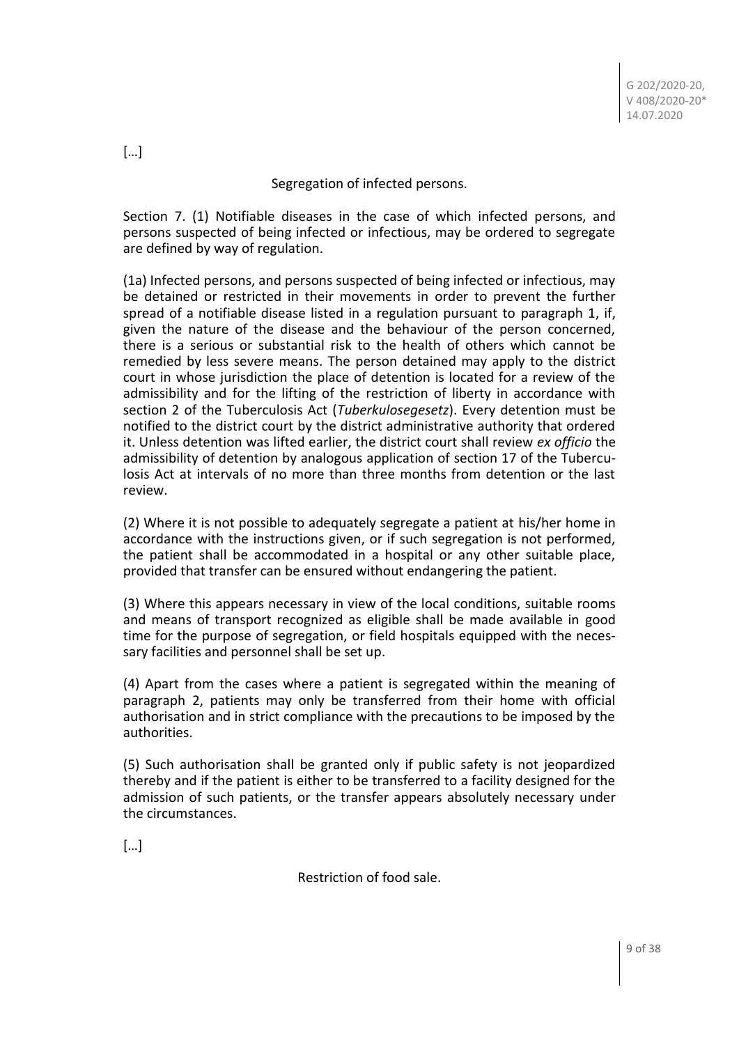[…]

Segregation of infected persons.

Section 7. (1) Notifiable diseases in the case of which infected persons, and persons suspected of being infected or infectious, may be ordered to segregate are defined by way of regulation.

(1a) Infected persons, and persons suspected of being infected or infectious, may be detained or restricted in their movements in order to prevent the further spread of a notifiable disease listed in a regulation pursuant to paragraph 1, if, given the nature of the disease and the behaviour of the person concerned, there is a serious or substantial risk to the health of others which cannot be remedied by less severe means. The person detained may apply to the district court in whose jurisdiction the place of detention is located for a review of the admissibility and for the lifting of the restriction of liberty in accordance with section 2 of the Tuberculosis Act (*Tuberkulosegesetz*). Every detention must be notified to the district court by the district administrative authority that ordered it. Unless detention was lifted earlier, the district court shall review *ex officio* the admissibility of detention by analogous application of section 17 of the Tuberculosis Act at intervals of no more than three months from detention or the last review.

(2) Where it is not possible to adequately segregate a patient at his/her home in accordance with the instructions given, or if such segregation is not performed, the patient shall be accommodated in a hospital or any other suitable place, provided that transfer can be ensured without endangering the patient.

(3) Where this appears necessary in view of the local conditions, suitable rooms and means of transport recognized as eligible shall be made available in good time for the purpose of segregation, or field hospitals equipped with the necessary facilities and personnel shall be set up.

(4) Apart from the cases where a patient is segregated within the meaning of paragraph 2, patients may only be transferred from their home with official authorisation and in strict compliance with the precautions to be imposed by the authorities.

(5) Such authorisation shall be granted only if public safety is not jeopardized thereby and if the patient is either to be transferred to a facility designed for the admission of such patients, or the transfer appears absolutely necessary under the circumstances.

[…]

Restriction of food sale.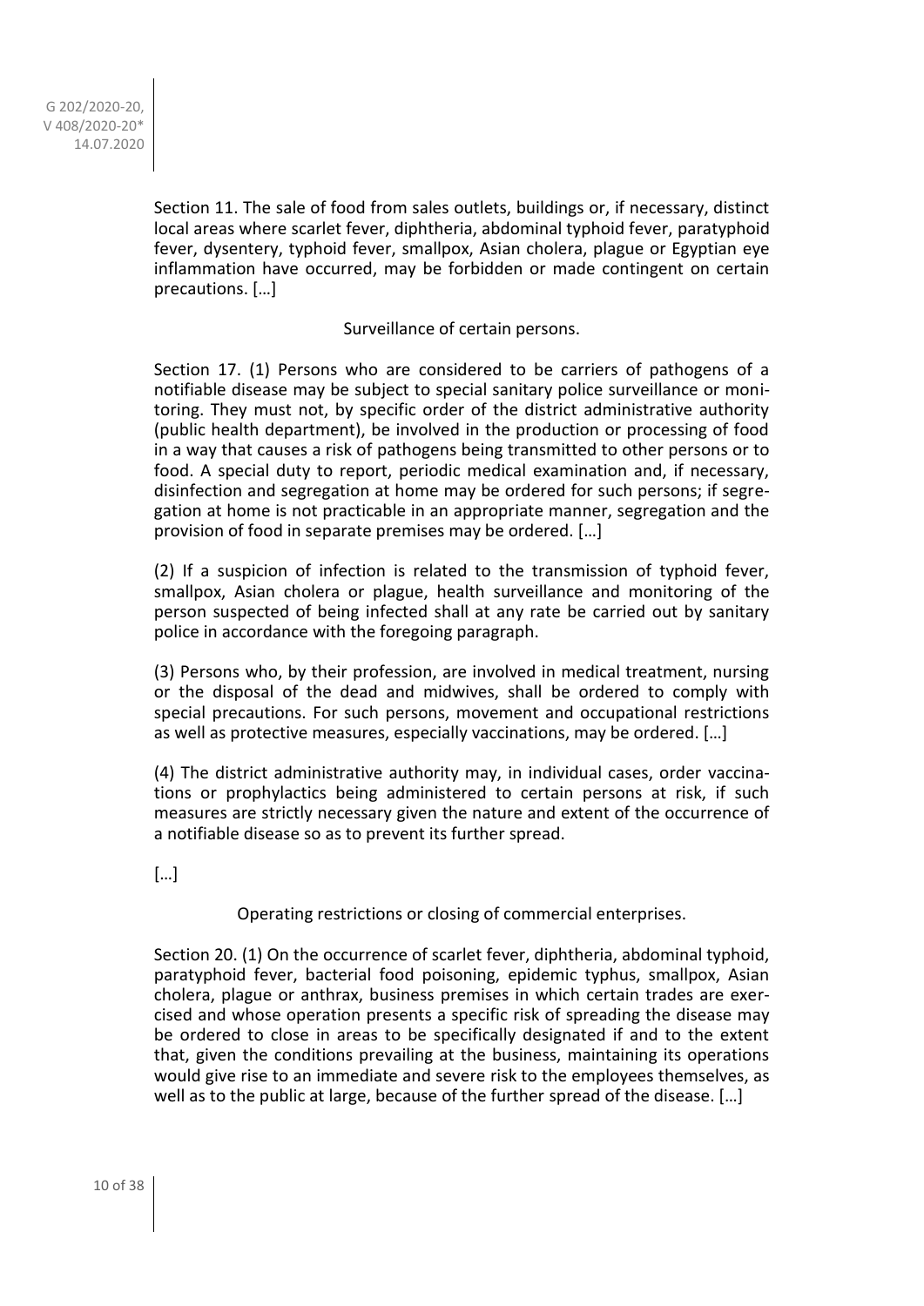Section 11. The sale of food from sales outlets, buildings or, if necessary, distinct local areas where scarlet fever, diphtheria, abdominal typhoid fever, paratyphoid fever, dysentery, typhoid fever, smallpox, Asian cholera, plague or Egyptian eye inflammation have occurred, may be forbidden or made contingent on certain precautions. […]

Surveillance of certain persons.

Section 17. (1) Persons who are considered to be carriers of pathogens of a notifiable disease may be subject to special sanitary police surveillance or monitoring. They must not, by specific order of the district administrative authority (public health department), be involved in the production or processing of food in a way that causes a risk of pathogens being transmitted to other persons or to food. A special duty to report, periodic medical examination and, if necessary, disinfection and segregation at home may be ordered for such persons; if segregation at home is not practicable in an appropriate manner, segregation and the provision of food in separate premises may be ordered. […]

(2) If a suspicion of infection is related to the transmission of typhoid fever, smallpox, Asian cholera or plague, health surveillance and monitoring of the person suspected of being infected shall at any rate be carried out by sanitary police in accordance with the foregoing paragraph.

(3) Persons who, by their profession, are involved in medical treatment, nursing or the disposal of the dead and midwives, shall be ordered to comply with special precautions. For such persons, movement and occupational restrictions as well as protective measures, especially vaccinations, may be ordered. […]

(4) The district administrative authority may, in individual cases, order vaccinations or prophylactics being administered to certain persons at risk, if such measures are strictly necessary given the nature and extent of the occurrence of a notifiable disease so as to prevent its further spread.

[…]

Operating restrictions or closing of commercial enterprises.

Section 20. (1) On the occurrence of scarlet fever, diphtheria, abdominal typhoid, paratyphoid fever, bacterial food poisoning, epidemic typhus, smallpox, Asian cholera, plague or anthrax, business premises in which certain trades are exercised and whose operation presents a specific risk of spreading the disease may be ordered to close in areas to be specifically designated if and to the extent that, given the conditions prevailing at the business, maintaining its operations would give rise to an immediate and severe risk to the employees themselves, as well as to the public at large, because of the further spread of the disease. […]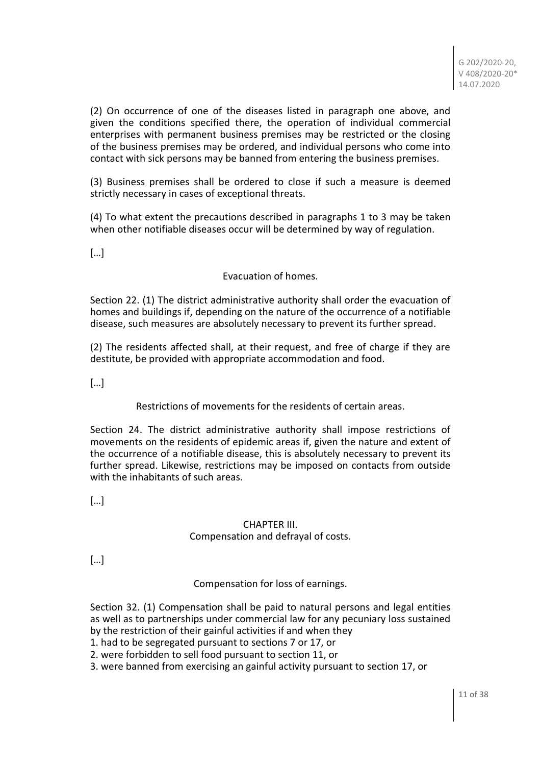(2) On occurrence of one of the diseases listed in paragraph one above, and given the conditions specified there, the operation of individual commercial enterprises with permanent business premises may be restricted or the closing of the business premises may be ordered, and individual persons who come into contact with sick persons may be banned from entering the business premises.

(3) Business premises shall be ordered to close if such a measure is deemed strictly necessary in cases of exceptional threats.

(4) To what extent the precautions described in paragraphs 1 to 3 may be taken when other notifiable diseases occur will be determined by way of regulation.

[…]

Evacuation of homes.

Section 22. (1) The district administrative authority shall order the evacuation of homes and buildings if, depending on the nature of the occurrence of a notifiable disease, such measures are absolutely necessary to prevent its further spread.

(2) The residents affected shall, at their request, and free of charge if they are destitute, be provided with appropriate accommodation and food.

[…]

Restrictions of movements for the residents of certain areas.

Section 24. The district administrative authority shall impose restrictions of movements on the residents of epidemic areas if, given the nature and extent of the occurrence of a notifiable disease, this is absolutely necessary to prevent its further spread. Likewise, restrictions may be imposed on contacts from outside with the inhabitants of such areas.

[…]

CHAPTER III.
Compensation and defrayal of costs.

[…]

Compensation for loss of earnings.

Section 32. (1) Compensation shall be paid to natural persons and legal entities as well as to partnerships under commercial law for any pecuniary loss sustained by the restriction of their gainful activities if and when they
1. had to be segregated pursuant to sections 7 or 17, or
2. were forbidden to sell food pursuant to section 11, or
3. were banned from exercising an gainful activity pursuant to section 17, or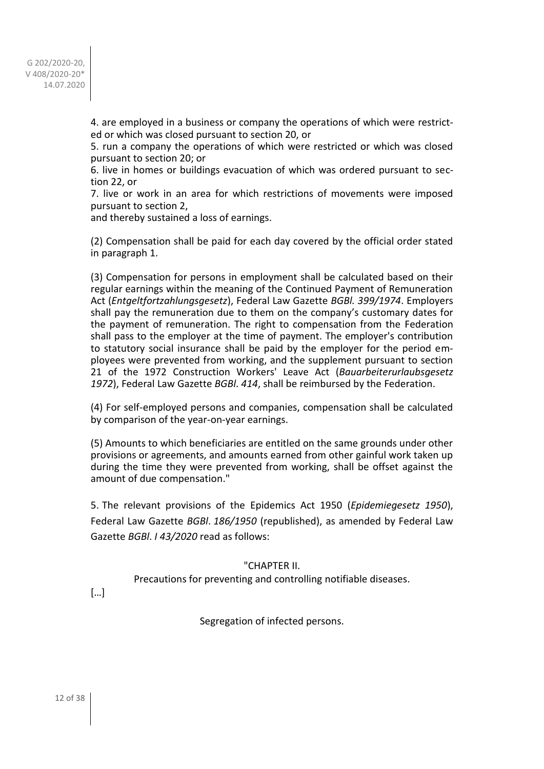4. are employed in a business or company the operations of which were restricted or which was closed pursuant to section 20, or

5. run a company the operations of which were restricted or which was closed pursuant to section 20; or

6. live in homes or buildings evacuation of which was ordered pursuant to section 22, or

7. live or work in an area for which restrictions of movements were imposed pursuant to section 2,

and thereby sustained a loss of earnings.

(2) Compensation shall be paid for each day covered by the official order stated in paragraph 1.

(3) Compensation for persons in employment shall be calculated based on their regular earnings within the meaning of the Continued Payment of Remuneration Act (*Entgeltfortzahlungsgesetz*), Federal Law Gazette *BGBl. 399/1974*. Employers shall pay the remuneration due to them on the company's customary dates for the payment of remuneration. The right to compensation from the Federation shall pass to the employer at the time of payment. The employer's contribution to statutory social insurance shall be paid by the employer for the period employees were prevented from working, and the supplement pursuant to section 21 of the 1972 Construction Workers' Leave Act (*Bauarbeiterurlaubsgesetz 1972*), Federal Law Gazette *BGBl*. *414*, shall be reimbursed by the Federation.

(4) For self-employed persons and companies, compensation shall be calculated by comparison of the year-on-year earnings.

(5) Amounts to which beneficiaries are entitled on the same grounds under other provisions or agreements, and amounts earned from other gainful work taken up during the time they were prevented from working, shall be offset against the amount of due compensation."

5. The relevant provisions of the Epidemics Act 1950 (*Epidemiegesetz 1950*), Federal Law Gazette *BGBl*. *186/1950* (republished), as amended by Federal Law Gazette *BGBl*. *I 43/2020* read as follows:

"CHAPTER II.

Precautions for preventing and controlling notifiable diseases.

[…]

Segregation of infected persons.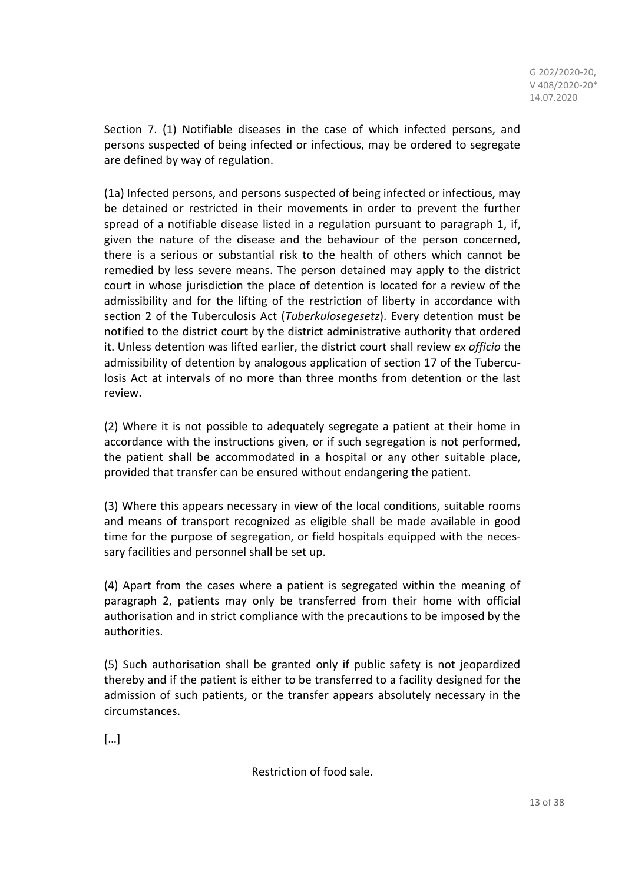Section 7. (1) Notifiable diseases in the case of which infected persons, and persons suspected of being infected or infectious, may be ordered to segregate are defined by way of regulation.

(1a) Infected persons, and persons suspected of being infected or infectious, may be detained or restricted in their movements in order to prevent the further spread of a notifiable disease listed in a regulation pursuant to paragraph 1, if, given the nature of the disease and the behaviour of the person concerned, there is a serious or substantial risk to the health of others which cannot be remedied by less severe means. The person detained may apply to the district court in whose jurisdiction the place of detention is located for a review of the admissibility and for the lifting of the restriction of liberty in accordance with section 2 of the Tuberculosis Act (*Tuberkulosegesetz*). Every detention must be notified to the district court by the district administrative authority that ordered it. Unless detention was lifted earlier, the district court shall review *ex officio* the admissibility of detention by analogous application of section 17 of the Tuberculosis Act at intervals of no more than three months from detention or the last review.

(2) Where it is not possible to adequately segregate a patient at their home in accordance with the instructions given, or if such segregation is not performed, the patient shall be accommodated in a hospital or any other suitable place, provided that transfer can be ensured without endangering the patient.

(3) Where this appears necessary in view of the local conditions, suitable rooms and means of transport recognized as eligible shall be made available in good time for the purpose of segregation, or field hospitals equipped with the necessary facilities and personnel shall be set up.

(4) Apart from the cases where a patient is segregated within the meaning of paragraph 2, patients may only be transferred from their home with official authorisation and in strict compliance with the precautions to be imposed by the authorities.

(5) Such authorisation shall be granted only if public safety is not jeopardized thereby and if the patient is either to be transferred to a facility designed for the admission of such patients, or the transfer appears absolutely necessary in the circumstances.

[…]

Restriction of food sale.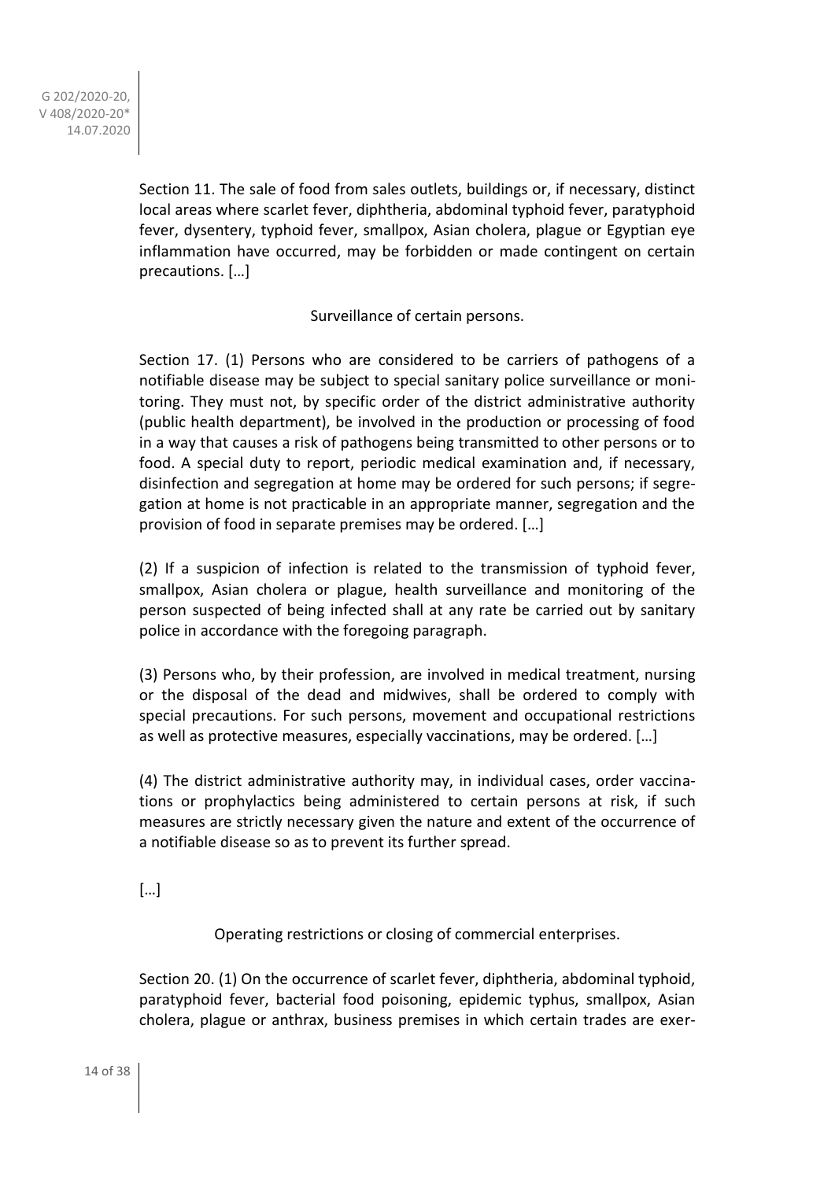Section 11. The sale of food from sales outlets, buildings or, if necessary, distinct local areas where scarlet fever, diphtheria, abdominal typhoid fever, paratyphoid fever, dysentery, typhoid fever, smallpox, Asian cholera, plague or Egyptian eye inflammation have occurred, may be forbidden or made contingent on certain precautions. […]

Surveillance of certain persons.

Section 17. (1) Persons who are considered to be carriers of pathogens of a notifiable disease may be subject to special sanitary police surveillance or monitoring. They must not, by specific order of the district administrative authority (public health department), be involved in the production or processing of food in a way that causes a risk of pathogens being transmitted to other persons or to food. A special duty to report, periodic medical examination and, if necessary, disinfection and segregation at home may be ordered for such persons; if segregation at home is not practicable in an appropriate manner, segregation and the provision of food in separate premises may be ordered. […]

(2) If a suspicion of infection is related to the transmission of typhoid fever, smallpox, Asian cholera or plague, health surveillance and monitoring of the person suspected of being infected shall at any rate be carried out by sanitary police in accordance with the foregoing paragraph.

(3) Persons who, by their profession, are involved in medical treatment, nursing or the disposal of the dead and midwives, shall be ordered to comply with special precautions. For such persons, movement and occupational restrictions as well as protective measures, especially vaccinations, may be ordered. […]

(4) The district administrative authority may, in individual cases, order vaccinations or prophylactics being administered to certain persons at risk, if such measures are strictly necessary given the nature and extent of the occurrence of a notifiable disease so as to prevent its further spread.

[…]

Operating restrictions or closing of commercial enterprises.

Section 20. (1) On the occurrence of scarlet fever, diphtheria, abdominal typhoid, paratyphoid fever, bacterial food poisoning, epidemic typhus, smallpox, Asian cholera, plague or anthrax, business premises in which certain trades are exer-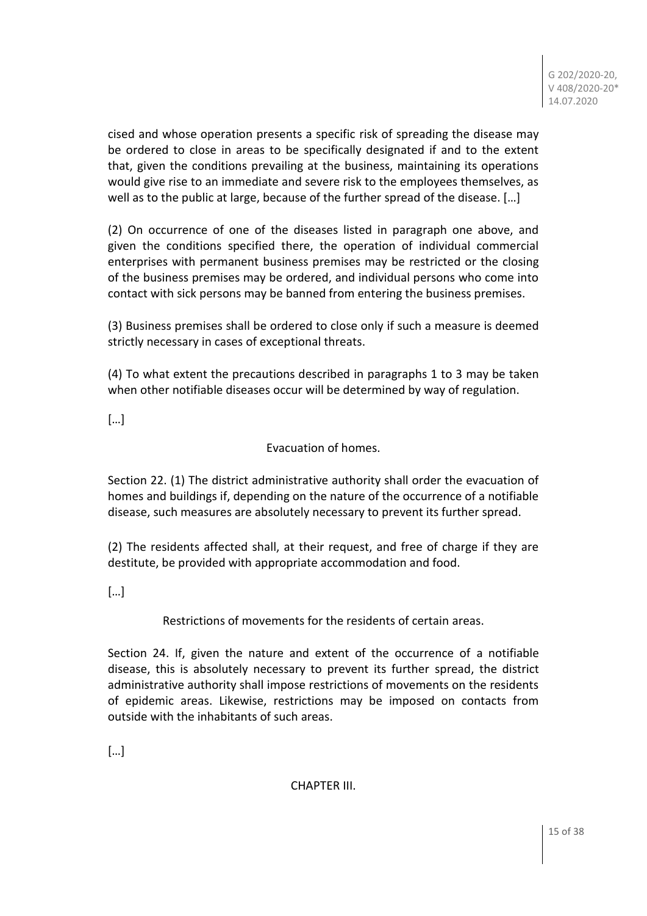cised and whose operation presents a specific risk of spreading the disease may be ordered to close in areas to be specifically designated if and to the extent that, given the conditions prevailing at the business, maintaining its operations would give rise to an immediate and severe risk to the employees themselves, as well as to the public at large, because of the further spread of the disease. […]

(2) On occurrence of one of the diseases listed in paragraph one above, and given the conditions specified there, the operation of individual commercial enterprises with permanent business premises may be restricted or the closing of the business premises may be ordered, and individual persons who come into contact with sick persons may be banned from entering the business premises.

(3) Business premises shall be ordered to close only if such a measure is deemed strictly necessary in cases of exceptional threats.

(4) To what extent the precautions described in paragraphs 1 to 3 may be taken when other notifiable diseases occur will be determined by way of regulation.

[…]

Evacuation of homes.

Section 22. (1) The district administrative authority shall order the evacuation of homes and buildings if, depending on the nature of the occurrence of a notifiable disease, such measures are absolutely necessary to prevent its further spread.

(2) The residents affected shall, at their request, and free of charge if they are destitute, be provided with appropriate accommodation and food.

[…]

Restrictions of movements for the residents of certain areas.

Section 24. If, given the nature and extent of the occurrence of a notifiable disease, this is absolutely necessary to prevent its further spread, the district administrative authority shall impose restrictions of movements on the residents of epidemic areas. Likewise, restrictions may be imposed on contacts from outside with the inhabitants of such areas.

[…]

CHAPTER III.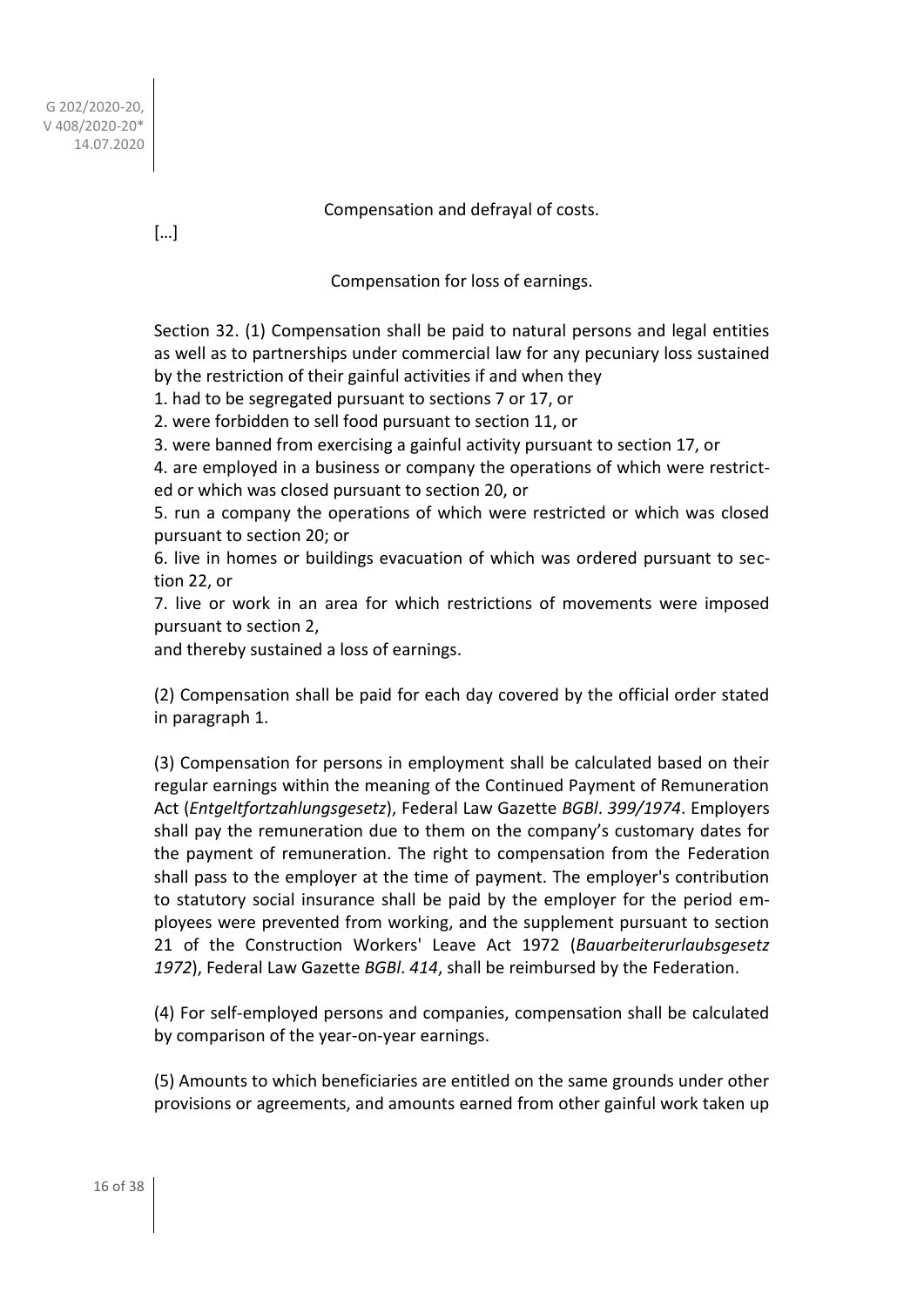Compensation and defrayal of costs.

[…]

Compensation for loss of earnings.

Section 32. (1) Compensation shall be paid to natural persons and legal entities as well as to partnerships under commercial law for any pecuniary loss sustained by the restriction of their gainful activities if and when they

1. had to be segregated pursuant to sections 7 or 17, or
2. were forbidden to sell food pursuant to section 11, or
3. were banned from exercising a gainful activity pursuant to section 17, or
4. are employed in a business or company the operations of which were restricted or which was closed pursuant to section 20, or
5. run a company the operations of which were restricted or which was closed pursuant to section 20; or
6. live in homes or buildings evacuation of which was ordered pursuant to section 22, or
7. live or work in an area for which restrictions of movements were imposed pursuant to section 2,

and thereby sustained a loss of earnings.

(2) Compensation shall be paid for each day covered by the official order stated in paragraph 1.

(3) Compensation for persons in employment shall be calculated based on their regular earnings within the meaning of the Continued Payment of Remuneration Act (*Entgeltfortzahlungsgesetz*), Federal Law Gazette *BGBl. 399/1974*. Employers shall pay the remuneration due to them on the company's customary dates for the payment of remuneration. The right to compensation from the Federation shall pass to the employer at the time of payment. The employer's contribution to statutory social insurance shall be paid by the employer for the period employees were prevented from working, and the supplement pursuant to section 21 of the Construction Workers' Leave Act 1972 (*Bauarbeiterurlaubsgesetz 1972*), Federal Law Gazette *BGBl. 414*, shall be reimbursed by the Federation.

(4) For self-employed persons and companies, compensation shall be calculated by comparison of the year-on-year earnings.

(5) Amounts to which beneficiaries are entitled on the same grounds under other provisions or agreements, and amounts earned from other gainful work taken up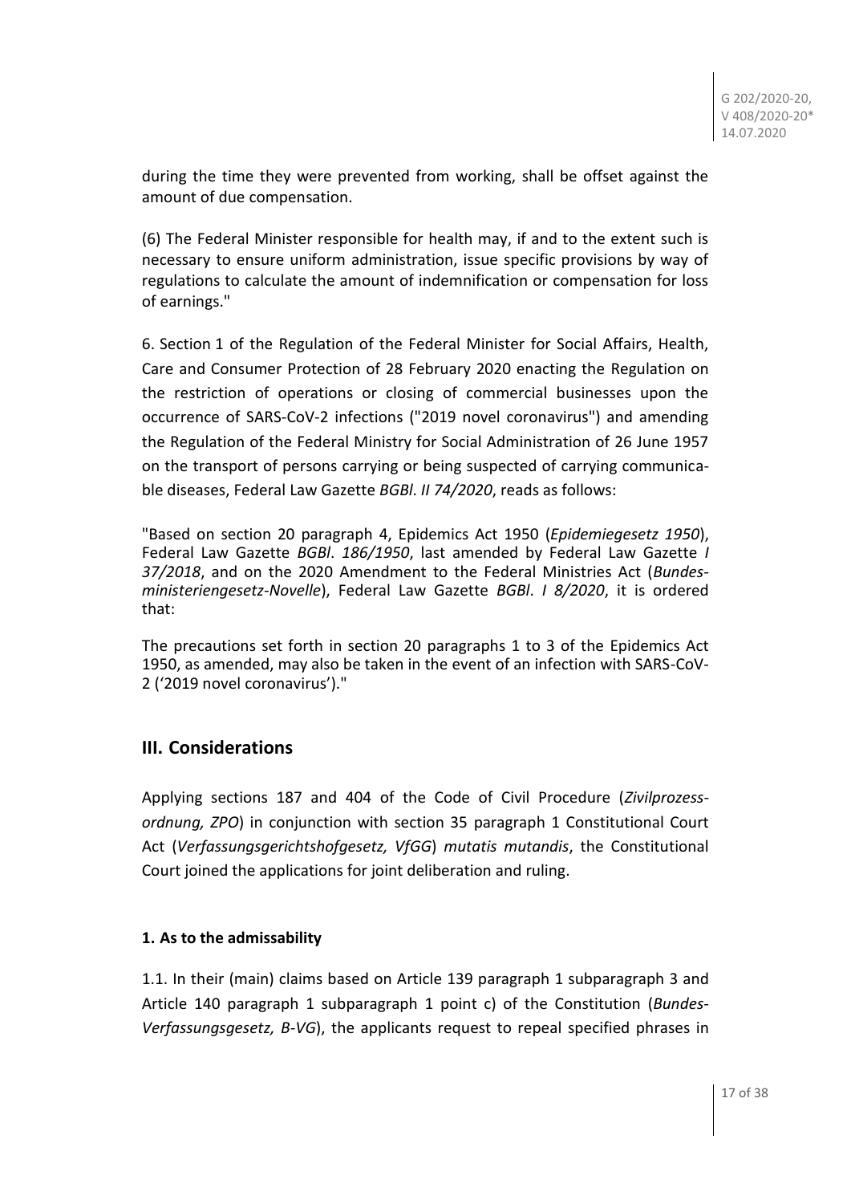during the time they were prevented from working, shall be offset against the amount of due compensation.

(6) The Federal Minister responsible for health may, if and to the extent such is necessary to ensure uniform administration, issue specific provisions by way of regulations to calculate the amount of indemnification or compensation for loss of earnings."

6. Section 1 of the Regulation of the Federal Minister for Social Affairs, Health, Care and Consumer Protection of 28 February 2020 enacting the Regulation on the restriction of operations or closing of commercial businesses upon the occurrence of SARS-CoV-2 infections ("2019 novel coronavirus") and amending the Regulation of the Federal Ministry for Social Administration of 26 June 1957 on the transport of persons carrying or being suspected of carrying communicable diseases, Federal Law Gazette *BGBl. II 74/2020*, reads as follows:

"Based on section 20 paragraph 4, Epidemics Act 1950 (*Epidemiegesetz 1950*), Federal Law Gazette *BGBl. 186/1950*, last amended by Federal Law Gazette *I 37/2018*, and on the 2020 Amendment to the Federal Ministries Act (*Bundesministeriengesetz-Novelle*), Federal Law Gazette *BGBl. I 8/2020*, it is ordered that:

The precautions set forth in section 20 paragraphs 1 to 3 of the Epidemics Act 1950, as amended, may also be taken in the event of an infection with SARS-CoV-2 ('2019 novel coronavirus')."

## III. Considerations

Applying sections 187 and 404 of the Code of Civil Procedure (*Zivilprozessordnung, ZPO*) in conjunction with section 35 paragraph 1 Constitutional Court Act (*Verfassungsgerichtshofgesetz, VfGG*) *mutatis mutandis*, the Constitutional Court joined the applications for joint deliberation and ruling.

### 1. As to the admissability

1.1. In their (main) claims based on Article 139 paragraph 1 subparagraph 3 and Article 140 paragraph 1 subparagraph 1 point c) of the Constitution (*Bundes-Verfassungsgesetz, B-VG*), the applicants request to repeal specified phrases in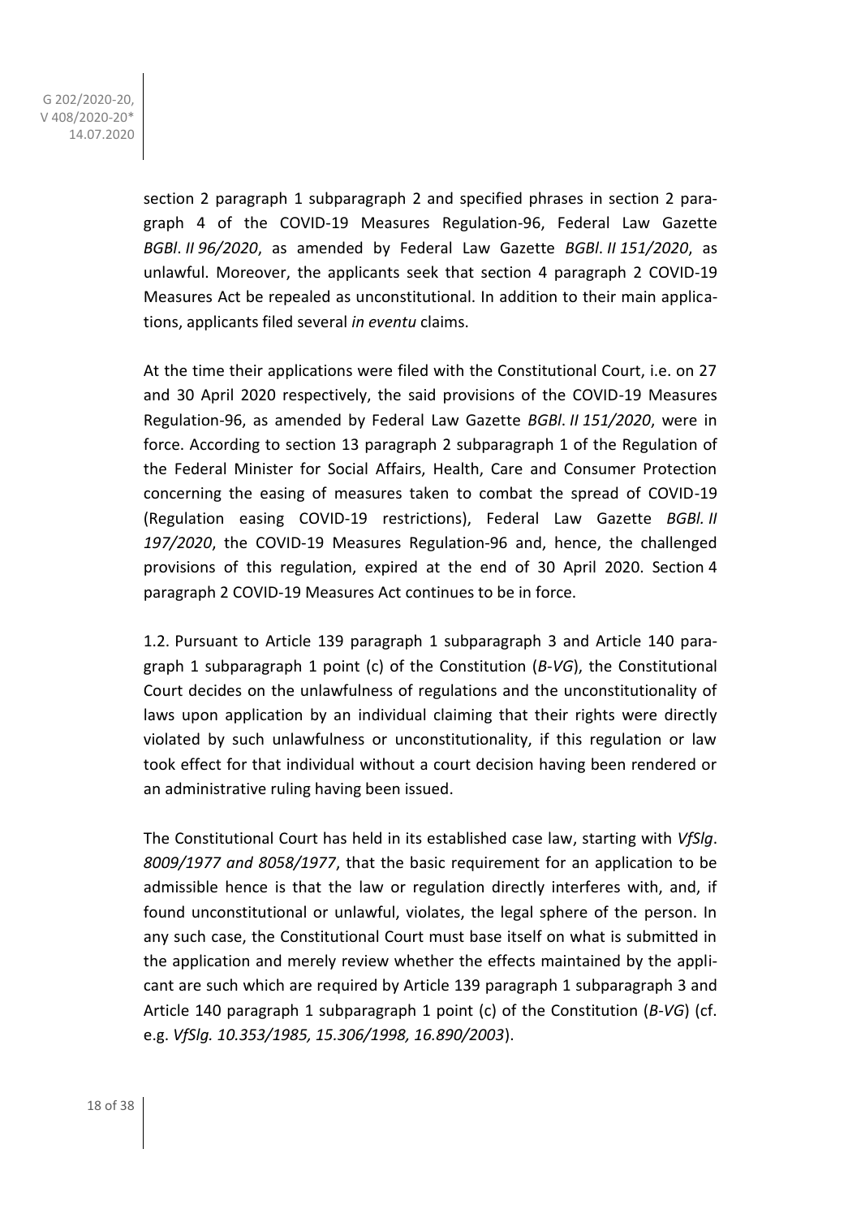section 2 paragraph 1 subparagraph 2 and specified phrases in section 2 paragraph 4 of the COVID-19 Measures Regulation-96, Federal Law Gazette *BGBl. II 96/2020*, as amended by Federal Law Gazette *BGBl. II 151/2020*, as unlawful. Moreover, the applicants seek that section 4 paragraph 2 COVID-19 Measures Act be repealed as unconstitutional. In addition to their main applications, applicants filed several *in eventu* claims.

At the time their applications were filed with the Constitutional Court, i.e. on 27 and 30 April 2020 respectively, the said provisions of the COVID-19 Measures Regulation-96, as amended by Federal Law Gazette *BGBl. II 151/2020*, were in force. According to section 13 paragraph 2 subparagraph 1 of the Regulation of the Federal Minister for Social Affairs, Health, Care and Consumer Protection concerning the easing of measures taken to combat the spread of COVID-19 (Regulation easing COVID-19 restrictions), Federal Law Gazette *BGBl. II 197/2020*, the COVID-19 Measures Regulation-96 and, hence, the challenged provisions of this regulation, expired at the end of 30 April 2020. Section 4 paragraph 2 COVID-19 Measures Act continues to be in force.

1.2. Pursuant to Article 139 paragraph 1 subparagraph 3 and Article 140 paragraph 1 subparagraph 1 point (c) of the Constitution (*B-VG*), the Constitutional Court decides on the unlawfulness of regulations and the unconstitutionality of laws upon application by an individual claiming that their rights were directly violated by such unlawfulness or unconstitutionality, if this regulation or law took effect for that individual without a court decision having been rendered or an administrative ruling having been issued.

The Constitutional Court has held in its established case law, starting with *VfSlg. 8009/1977 and 8058/1977*, that the basic requirement for an application to be admissible hence is that the law or regulation directly interferes with, and, if found unconstitutional or unlawful, violates, the legal sphere of the person. In any such case, the Constitutional Court must base itself on what is submitted in the application and merely review whether the effects maintained by the applicant are such which are required by Article 139 paragraph 1 subparagraph 3 and Article 140 paragraph 1 subparagraph 1 point (c) of the Constitution (*B-VG*) (cf. e.g. *VfSlg. 10.353/1985, 15.306/1998, 16.890/2003*).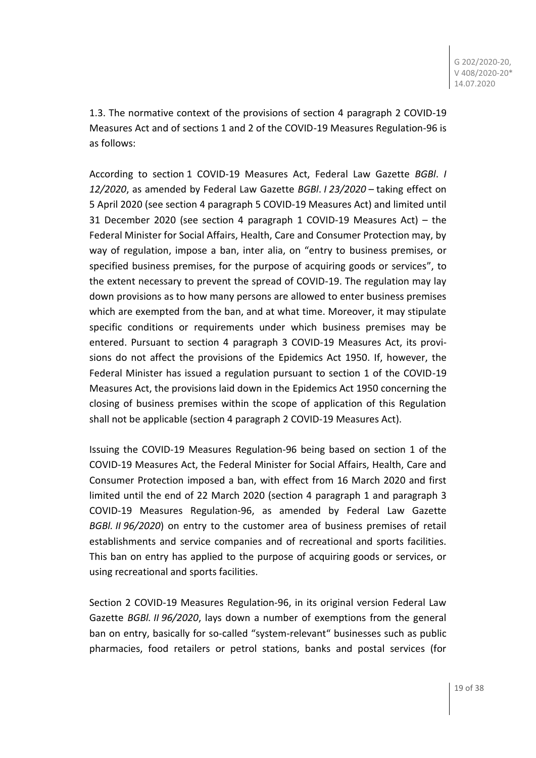1.3. The normative context of the provisions of section 4 paragraph 2 COVID-19 Measures Act and of sections 1 and 2 of the COVID-19 Measures Regulation-96 is as follows:

According to section 1 COVID-19 Measures Act, Federal Law Gazette *BGBl*. *I 12/2020*, as amended by Federal Law Gazette *BGBl*. *I 23/2020* – taking effect on 5 April 2020 (see section 4 paragraph 5 COVID-19 Measures Act) and limited until 31 December 2020 (see section 4 paragraph 1 COVID-19 Measures Act) – the Federal Minister for Social Affairs, Health, Care and Consumer Protection may, by way of regulation, impose a ban, inter alia, on "entry to business premises, or specified business premises, for the purpose of acquiring goods or services", to the extent necessary to prevent the spread of COVID-19. The regulation may lay down provisions as to how many persons are allowed to enter business premises which are exempted from the ban, and at what time. Moreover, it may stipulate specific conditions or requirements under which business premises may be entered. Pursuant to section 4 paragraph 3 COVID-19 Measures Act, its provisions do not affect the provisions of the Epidemics Act 1950. If, however, the Federal Minister has issued a regulation pursuant to section 1 of the COVID-19 Measures Act, the provisions laid down in the Epidemics Act 1950 concerning the closing of business premises within the scope of application of this Regulation shall not be applicable (section 4 paragraph 2 COVID-19 Measures Act).

Issuing the COVID-19 Measures Regulation-96 being based on section 1 of the COVID-19 Measures Act, the Federal Minister for Social Affairs, Health, Care and Consumer Protection imposed a ban, with effect from 16 March 2020 and first limited until the end of 22 March 2020 (section 4 paragraph 1 and paragraph 3 COVID-19 Measures Regulation-96, as amended by Federal Law Gazette *BGBl. II 96/2020*) on entry to the customer area of business premises of retail establishments and service companies and of recreational and sports facilities. This ban on entry has applied to the purpose of acquiring goods or services, or using recreational and sports facilities.

Section 2 COVID-19 Measures Regulation-96, in its original version Federal Law Gazette *BGBl. II 96/2020*, lays down a number of exemptions from the general ban on entry, basically for so-called "system-relevant" businesses such as public pharmacies, food retailers or petrol stations, banks and postal services (for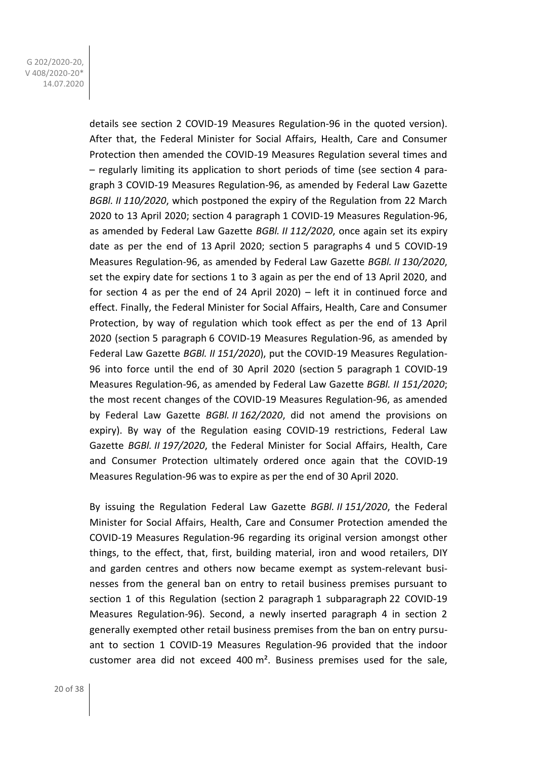details see section 2 COVID-19 Measures Regulation-96 in the quoted version). After that, the Federal Minister for Social Affairs, Health, Care and Consumer Protection then amended the COVID-19 Measures Regulation several times and – regularly limiting its application to short periods of time (see section 4 paragraph 3 COVID-19 Measures Regulation-96, as amended by Federal Law Gazette *BGBl. II 110/2020*, which postponed the expiry of the Regulation from 22 March 2020 to 13 April 2020; section 4 paragraph 1 COVID-19 Measures Regulation-96, as amended by Federal Law Gazette *BGBl. II 112/2020*, once again set its expiry date as per the end of 13 April 2020; section 5 paragraphs 4 und 5 COVID-19 Measures Regulation-96, as amended by Federal Law Gazette *BGBl. II 130/2020*, set the expiry date for sections 1 to 3 again as per the end of 13 April 2020, and for section 4 as per the end of 24 April 2020) – left it in continued force and effect. Finally, the Federal Minister for Social Affairs, Health, Care and Consumer Protection, by way of regulation which took effect as per the end of 13 April 2020 (section 5 paragraph 6 COVID-19 Measures Regulation-96, as amended by Federal Law Gazette *BGBl. II 151/2020*), put the COVID-19 Measures Regulation-96 into force until the end of 30 April 2020 (section 5 paragraph 1 COVID-19 Measures Regulation-96, as amended by Federal Law Gazette *BGBl. II 151/2020*; the most recent changes of the COVID-19 Measures Regulation-96, as amended by Federal Law Gazette *BGBl. II 162/2020*, did not amend the provisions on expiry). By way of the Regulation easing COVID-19 restrictions, Federal Law Gazette *BGBl. II 197/2020*, the Federal Minister for Social Affairs, Health, Care and Consumer Protection ultimately ordered once again that the COVID-19 Measures Regulation-96 was to expire as per the end of 30 April 2020.

By issuing the Regulation Federal Law Gazette *BGBl. II 151/2020*, the Federal Minister for Social Affairs, Health, Care and Consumer Protection amended the COVID-19 Measures Regulation-96 regarding its original version amongst other things, to the effect, that, first, building material, iron and wood retailers, DIY and garden centres and others now became exempt as system-relevant businesses from the general ban on entry to retail business premises pursuant to section 1 of this Regulation (section 2 paragraph 1 subparagraph 22 COVID-19 Measures Regulation-96). Second, a newly inserted paragraph 4 in section 2 generally exempted other retail business premises from the ban on entry pursuant to section 1 COVID-19 Measures Regulation-96 provided that the indoor customer area did not exceed 400 m². Business premises used for the sale,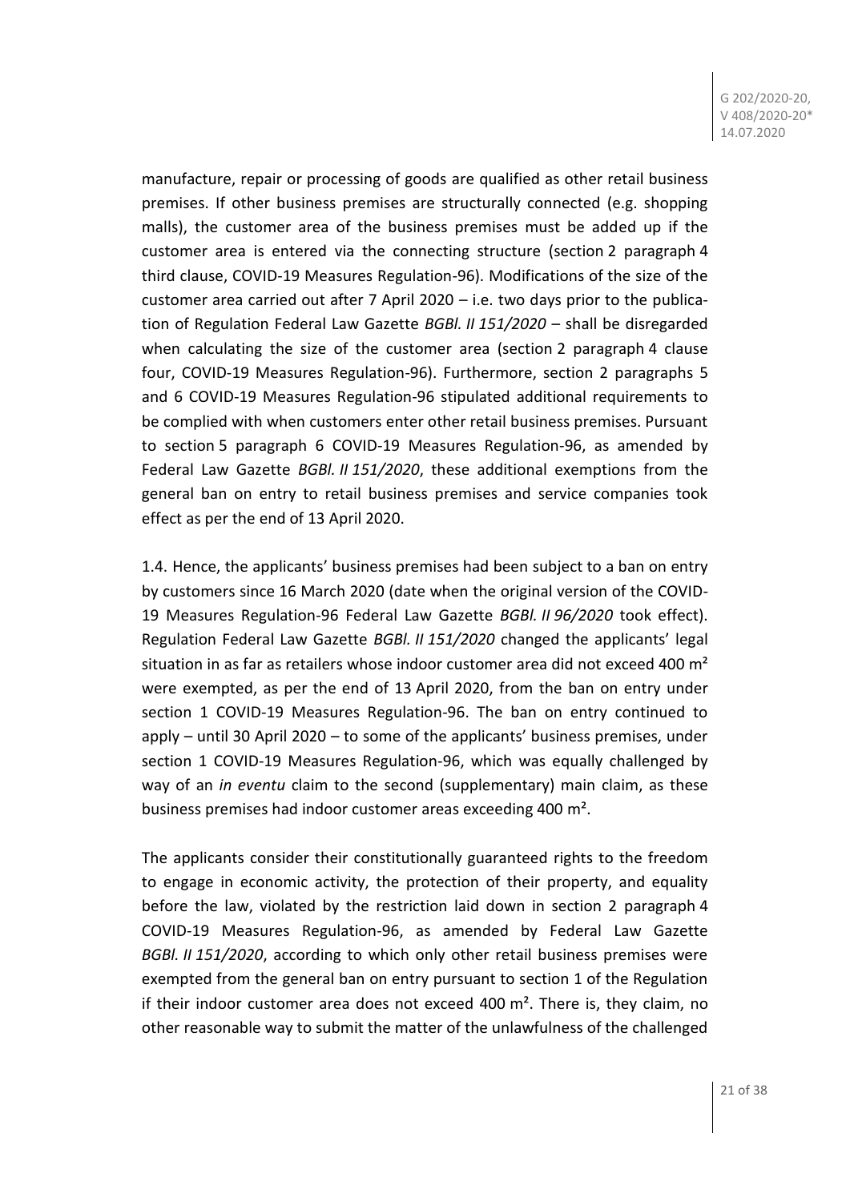manufacture, repair or processing of goods are qualified as other retail business premises. If other business premises are structurally connected (e.g. shopping malls), the customer area of the business premises must be added up if the customer area is entered via the connecting structure (section 2 paragraph 4 third clause, COVID-19 Measures Regulation-96). Modifications of the size of the customer area carried out after 7 April 2020 – i.e. two days prior to the publication of Regulation Federal Law Gazette *BGBl. II 151/2020* – shall be disregarded when calculating the size of the customer area (section 2 paragraph 4 clause four, COVID-19 Measures Regulation-96). Furthermore, section 2 paragraphs 5 and 6 COVID-19 Measures Regulation-96 stipulated additional requirements to be complied with when customers enter other retail business premises. Pursuant to section 5 paragraph 6 COVID-19 Measures Regulation-96, as amended by Federal Law Gazette *BGBl. II 151/2020*, these additional exemptions from the general ban on entry to retail business premises and service companies took effect as per the end of 13 April 2020.

1.4. Hence, the applicants' business premises had been subject to a ban on entry by customers since 16 March 2020 (date when the original version of the COVID-19 Measures Regulation-96 Federal Law Gazette *BGBl. II 96/2020* took effect). Regulation Federal Law Gazette *BGBl. II 151/2020* changed the applicants' legal situation in as far as retailers whose indoor customer area did not exceed 400 m² were exempted, as per the end of 13 April 2020, from the ban on entry under section 1 COVID-19 Measures Regulation-96. The ban on entry continued to apply – until 30 April 2020 – to some of the applicants' business premises, under section 1 COVID-19 Measures Regulation-96, which was equally challenged by way of an *in eventu* claim to the second (supplementary) main claim, as these business premises had indoor customer areas exceeding 400 m².

The applicants consider their constitutionally guaranteed rights to the freedom to engage in economic activity, the protection of their property, and equality before the law, violated by the restriction laid down in section 2 paragraph 4 COVID-19 Measures Regulation-96, as amended by Federal Law Gazette *BGBl. II 151/2020*, according to which only other retail business premises were exempted from the general ban on entry pursuant to section 1 of the Regulation if their indoor customer area does not exceed 400 m². There is, they claim, no other reasonable way to submit the matter of the unlawfulness of the challenged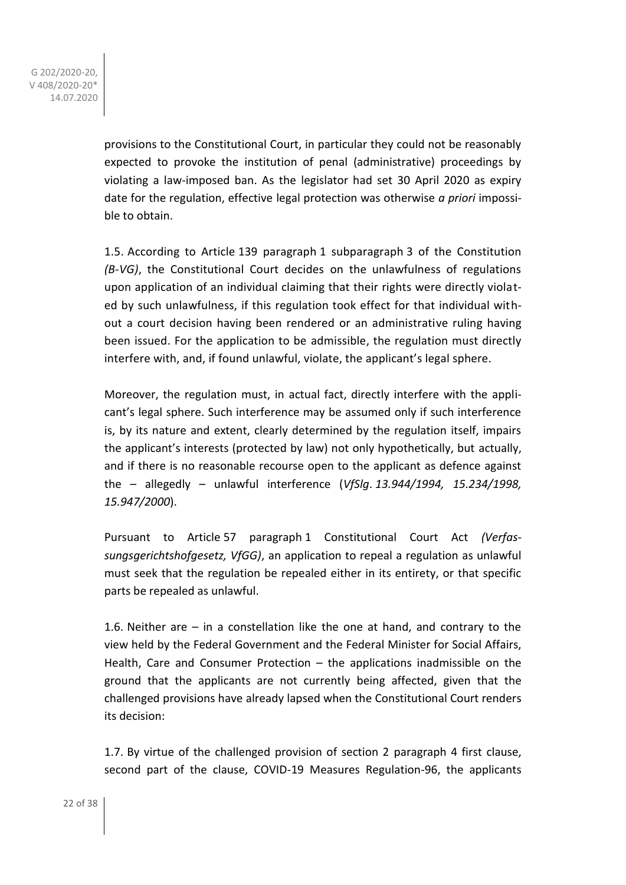provisions to the Constitutional Court, in particular they could not be reasonably expected to provoke the institution of penal (administrative) proceedings by violating a law-imposed ban. As the legislator had set 30 April 2020 as expiry date for the regulation, effective legal protection was otherwise *a priori* impossible to obtain.

1.5. According to Article 139 paragraph 1 subparagraph 3 of the Constitution *(B-VG)*, the Constitutional Court decides on the unlawfulness of regulations upon application of an individual claiming that their rights were directly violated by such unlawfulness, if this regulation took effect for that individual without a court decision having been rendered or an administrative ruling having been issued. For the application to be admissible, the regulation must directly interfere with, and, if found unlawful, violate, the applicant's legal sphere.

Moreover, the regulation must, in actual fact, directly interfere with the applicant's legal sphere. Such interference may be assumed only if such interference is, by its nature and extent, clearly determined by the regulation itself, impairs the applicant's interests (protected by law) not only hypothetically, but actually, and if there is no reasonable recourse open to the applicant as defence against the – allegedly – unlawful interference (*VfSlg. 13.944/1994, 15.234/1998, 15.947/2000*).

Pursuant to Article 57 paragraph 1 Constitutional Court Act *(Verfassungsgerichtshofgesetz, VfGG)*, an application to repeal a regulation as unlawful must seek that the regulation be repealed either in its entirety, or that specific parts be repealed as unlawful.

1.6. Neither are – in a constellation like the one at hand, and contrary to the view held by the Federal Government and the Federal Minister for Social Affairs, Health, Care and Consumer Protection – the applications inadmissible on the ground that the applicants are not currently being affected, given that the challenged provisions have already lapsed when the Constitutional Court renders its decision:

1.7. By virtue of the challenged provision of section 2 paragraph 4 first clause, second part of the clause, COVID-19 Measures Regulation-96, the applicants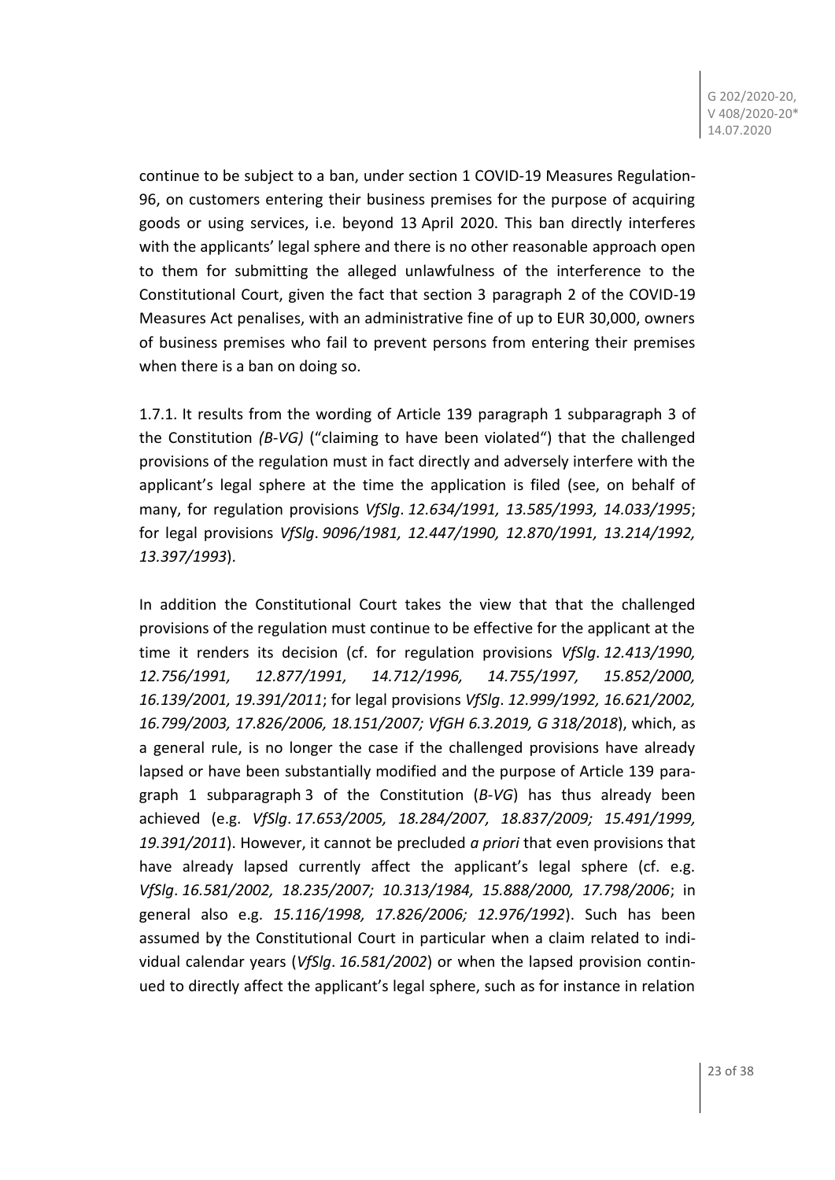continue to be subject to a ban, under section 1 COVID-19 Measures Regulation-96, on customers entering their business premises for the purpose of acquiring goods or using services, i.e. beyond 13 April 2020. This ban directly interferes with the applicants' legal sphere and there is no other reasonable approach open to them for submitting the alleged unlawfulness of the interference to the Constitutional Court, given the fact that section 3 paragraph 2 of the COVID-19 Measures Act penalises, with an administrative fine of up to EUR 30,000, owners of business premises who fail to prevent persons from entering their premises when there is a ban on doing so.

1.7.1. It results from the wording of Article 139 paragraph 1 subparagraph 3 of the Constitution *(B-VG)* ("claiming to have been violated") that the challenged provisions of the regulation must in fact directly and adversely interfere with the applicant's legal sphere at the time the application is filed (see, on behalf of many, for regulation provisions *VfSlg. 12.634/1991, 13.585/1993, 14.033/1995*; for legal provisions *VfSlg. 9096/1981, 12.447/1990, 12.870/1991, 13.214/1992, 13.397/1993*).

In addition the Constitutional Court takes the view that that the challenged provisions of the regulation must continue to be effective for the applicant at the time it renders its decision (cf. for regulation provisions *VfSlg. 12.413/1990, 12.756/1991, 12.877/1991, 14.712/1996, 14.755/1997, 15.852/2000, 16.139/2001, 19.391/2011*; for legal provisions *VfSlg. 12.999/1992, 16.621/2002, 16.799/2003, 17.826/2006, 18.151/2007; VfGH 6.3.2019, G 318/2018*), which, as a general rule, is no longer the case if the challenged provisions have already lapsed or have been substantially modified and the purpose of Article 139 paragraph 1 subparagraph 3 of the Constitution (*B-VG*) has thus already been achieved (e.g. *VfSlg. 17.653/2005, 18.284/2007, 18.837/2009; 15.491/1999, 19.391/2011*). However, it cannot be precluded *a priori* that even provisions that have already lapsed currently affect the applicant's legal sphere (cf. e.g. *VfSlg. 16.581/2002, 18.235/2007; 10.313/1984, 15.888/2000, 17.798/2006*; in general also e.g. *15.116/1998, 17.826/2006; 12.976/1992*). Such has been assumed by the Constitutional Court in particular when a claim related to individual calendar years (*VfSlg. 16.581/2002*) or when the lapsed provision continued to directly affect the applicant's legal sphere, such as for instance in relation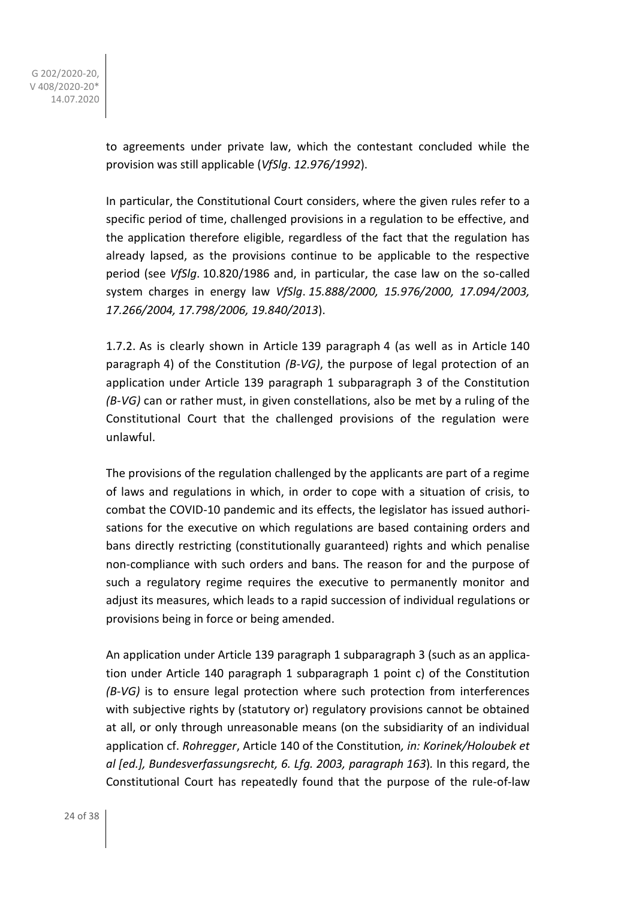to agreements under private law, which the contestant concluded while the provision was still applicable (*VfSlg*. *12.976/1992*).

In particular, the Constitutional Court considers, where the given rules refer to a specific period of time, challenged provisions in a regulation to be effective, and the application therefore eligible, regardless of the fact that the regulation has already lapsed, as the provisions continue to be applicable to the respective period (see *VfSlg*. 10.820/1986 and, in particular, the case law on the so-called system charges in energy law *VfSlg*. *15.888/2000, 15.976/2000, 17.094/2003, 17.266/2004, 17.798/2006, 19.840/2013*).

1.7.2. As is clearly shown in Article 139 paragraph 4 (as well as in Article 140 paragraph 4) of the Constitution *(B-VG)*, the purpose of legal protection of an application under Article 139 paragraph 1 subparagraph 3 of the Constitution *(B-VG)* can or rather must, in given constellations, also be met by a ruling of the Constitutional Court that the challenged provisions of the regulation were unlawful.

The provisions of the regulation challenged by the applicants are part of a regime of laws and regulations in which, in order to cope with a situation of crisis, to combat the COVID-10 pandemic and its effects, the legislator has issued authorisations for the executive on which regulations are based containing orders and bans directly restricting (constitutionally guaranteed) rights and which penalise non-compliance with such orders and bans. The reason for and the purpose of such a regulatory regime requires the executive to permanently monitor and adjust its measures, which leads to a rapid succession of individual regulations or provisions being in force or being amended.

An application under Article 139 paragraph 1 subparagraph 3 (such as an application under Article 140 paragraph 1 subparagraph 1 point c) of the Constitution *(B-VG)* is to ensure legal protection where such protection from interferences with subjective rights by (statutory or) regulatory provisions cannot be obtained at all, or only through unreasonable means (on the subsidiarity of an individual application cf. *Rohregger*, Article 140 of the Constitution*, in: Korinek/Holoubek et al [ed.], Bundesverfassungsrecht, 6. Lfg. 2003, paragraph 163*)*.* In this regard, the Constitutional Court has repeatedly found that the purpose of the rule-of-law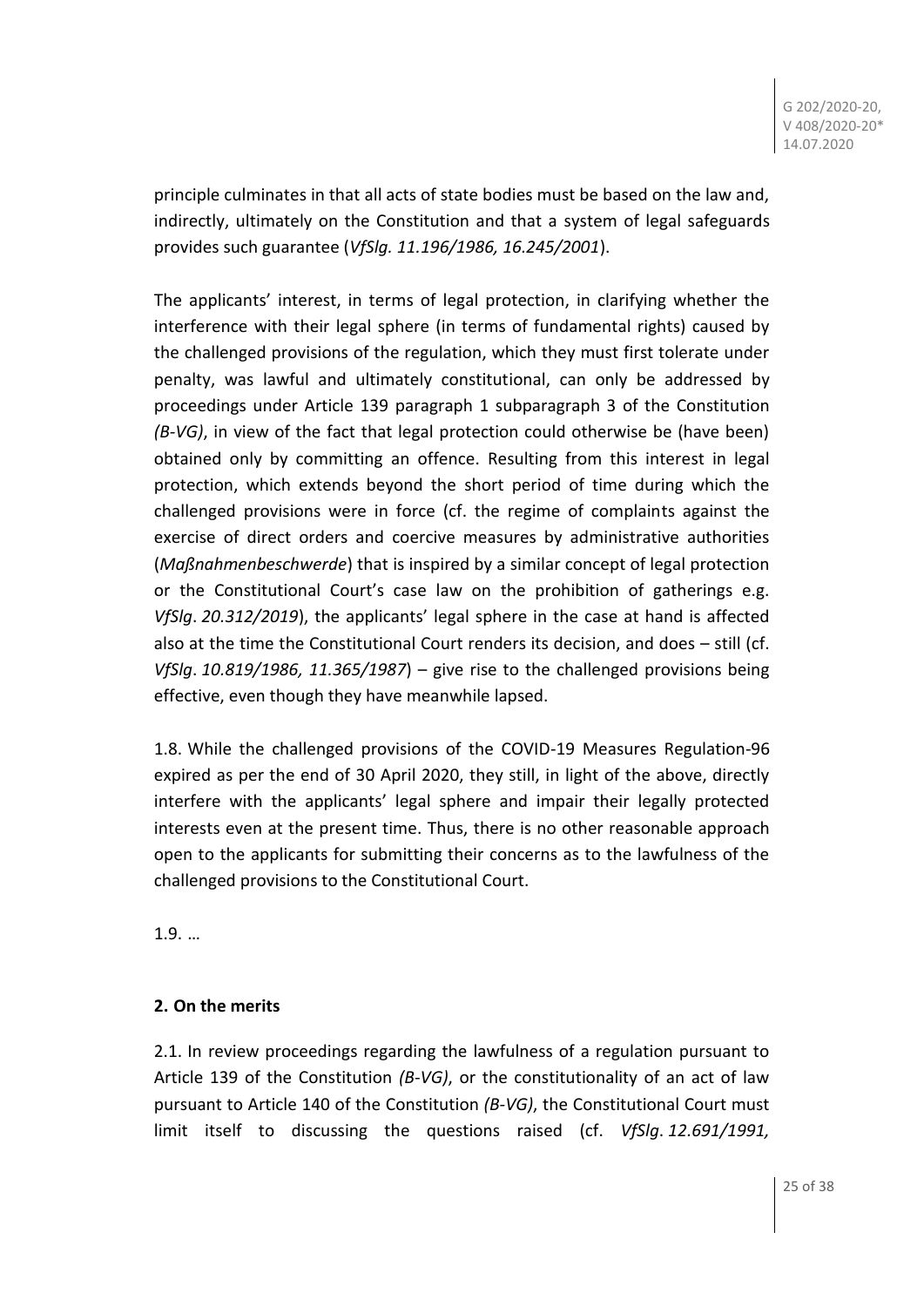principle culminates in that all acts of state bodies must be based on the law and, indirectly, ultimately on the Constitution and that a system of legal safeguards provides such guarantee (*VfSlg. 11.196/1986, 16.245/2001*).

The applicants' interest, in terms of legal protection, in clarifying whether the interference with their legal sphere (in terms of fundamental rights) caused by the challenged provisions of the regulation, which they must first tolerate under penalty, was lawful and ultimately constitutional, can only be addressed by proceedings under Article 139 paragraph 1 subparagraph 3 of the Constitution *(B-VG)*, in view of the fact that legal protection could otherwise be (have been) obtained only by committing an offence. Resulting from this interest in legal protection, which extends beyond the short period of time during which the challenged provisions were in force (cf. the regime of complaints against the exercise of direct orders and coercive measures by administrative authorities (*Maßnahmenbeschwerde*) that is inspired by a similar concept of legal protection or the Constitutional Court's case law on the prohibition of gatherings e.g. *VfSlg*. *20.312/2019*), the applicants' legal sphere in the case at hand is affected also at the time the Constitutional Court renders its decision, and does – still (cf. *VfSlg*. *10.819/1986, 11.365/1987*) – give rise to the challenged provisions being effective, even though they have meanwhile lapsed.

1.8. While the challenged provisions of the COVID-19 Measures Regulation-96 expired as per the end of 30 April 2020, they still, in light of the above, directly interfere with the applicants' legal sphere and impair their legally protected interests even at the present time. Thus, there is no other reasonable approach open to the applicants for submitting their concerns as to the lawfulness of the challenged provisions to the Constitutional Court.

1.9. …

**2. On the merits**

2.1. In review proceedings regarding the lawfulness of a regulation pursuant to Article 139 of the Constitution *(B-VG)*, or the constitutionality of an act of law pursuant to Article 140 of the Constitution *(B-VG)*, the Constitutional Court must limit itself to discussing the questions raised (cf. *VfSlg*. *12.691/1991,*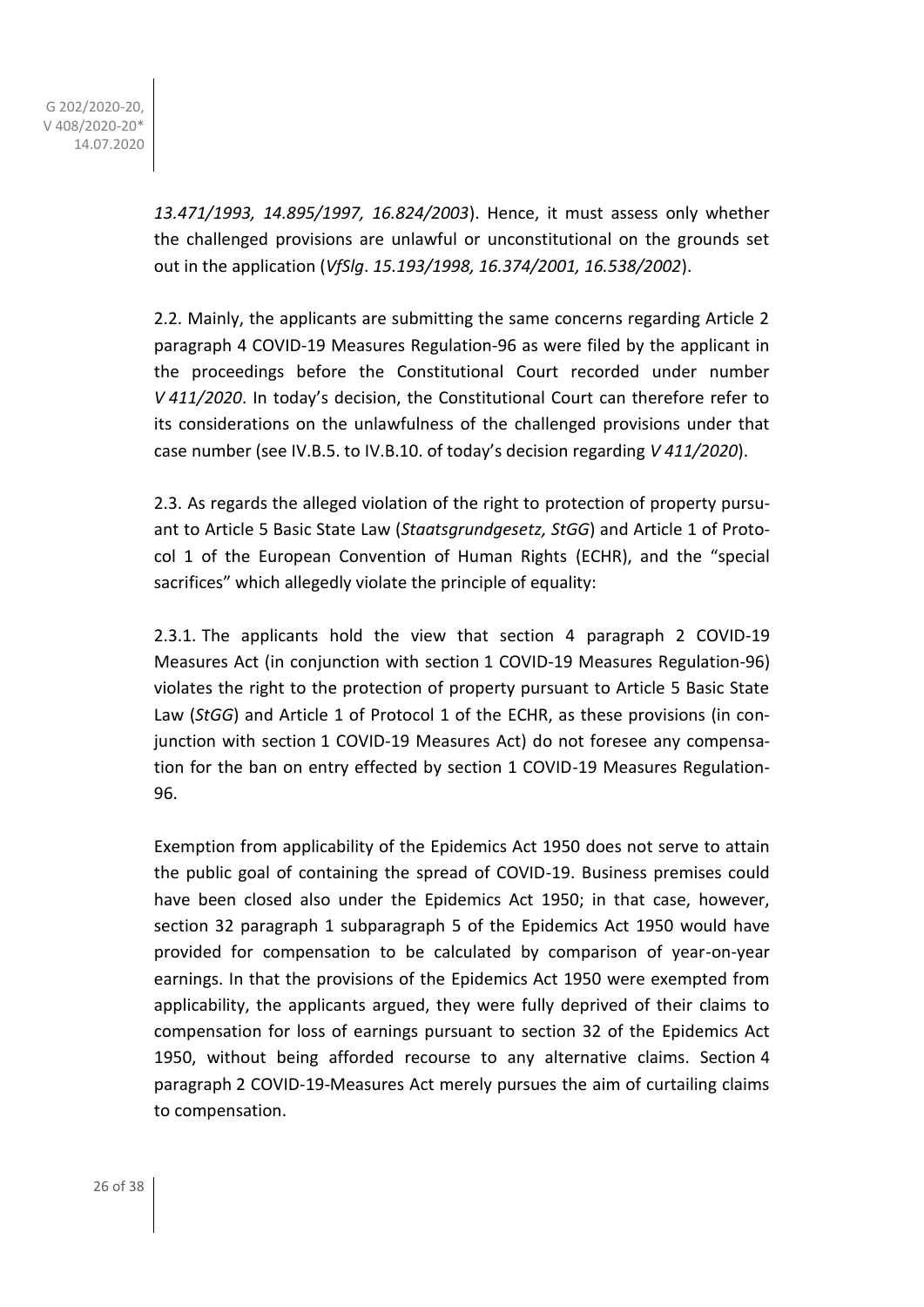*13.471/1993, 14.895/1997, 16.824/2003*). Hence, it must assess only whether the challenged provisions are unlawful or unconstitutional on the grounds set out in the application (*VfSlg*. *15.193/1998, 16.374/2001, 16.538/2002*).

2.2. Mainly, the applicants are submitting the same concerns regarding Article 2 paragraph 4 COVID-19 Measures Regulation-96 as were filed by the applicant in the proceedings before the Constitutional Court recorded under number *V 411/2020*. In today's decision, the Constitutional Court can therefore refer to its considerations on the unlawfulness of the challenged provisions under that case number (see IV.B.5. to IV.B.10. of today's decision regarding *V 411/2020*).

2.3. As regards the alleged violation of the right to protection of property pursuant to Article 5 Basic State Law (*Staatsgrundgesetz, StGG*) and Article 1 of Protocol 1 of the European Convention of Human Rights (ECHR), and the "special sacrifices" which allegedly violate the principle of equality:

2.3.1. The applicants hold the view that section 4 paragraph 2 COVID-19 Measures Act (in conjunction with section 1 COVID-19 Measures Regulation-96) violates the right to the protection of property pursuant to Article 5 Basic State Law (*StGG*) and Article 1 of Protocol 1 of the ECHR, as these provisions (in conjunction with section 1 COVID-19 Measures Act) do not foresee any compensation for the ban on entry effected by section 1 COVID-19 Measures Regulation-96.

Exemption from applicability of the Epidemics Act 1950 does not serve to attain the public goal of containing the spread of COVID-19. Business premises could have been closed also under the Epidemics Act 1950; in that case, however, section 32 paragraph 1 subparagraph 5 of the Epidemics Act 1950 would have provided for compensation to be calculated by comparison of year-on-year earnings. In that the provisions of the Epidemics Act 1950 were exempted from applicability, the applicants argued, they were fully deprived of their claims to compensation for loss of earnings pursuant to section 32 of the Epidemics Act 1950, without being afforded recourse to any alternative claims. Section 4 paragraph 2 COVID-19-Measures Act merely pursues the aim of curtailing claims to compensation.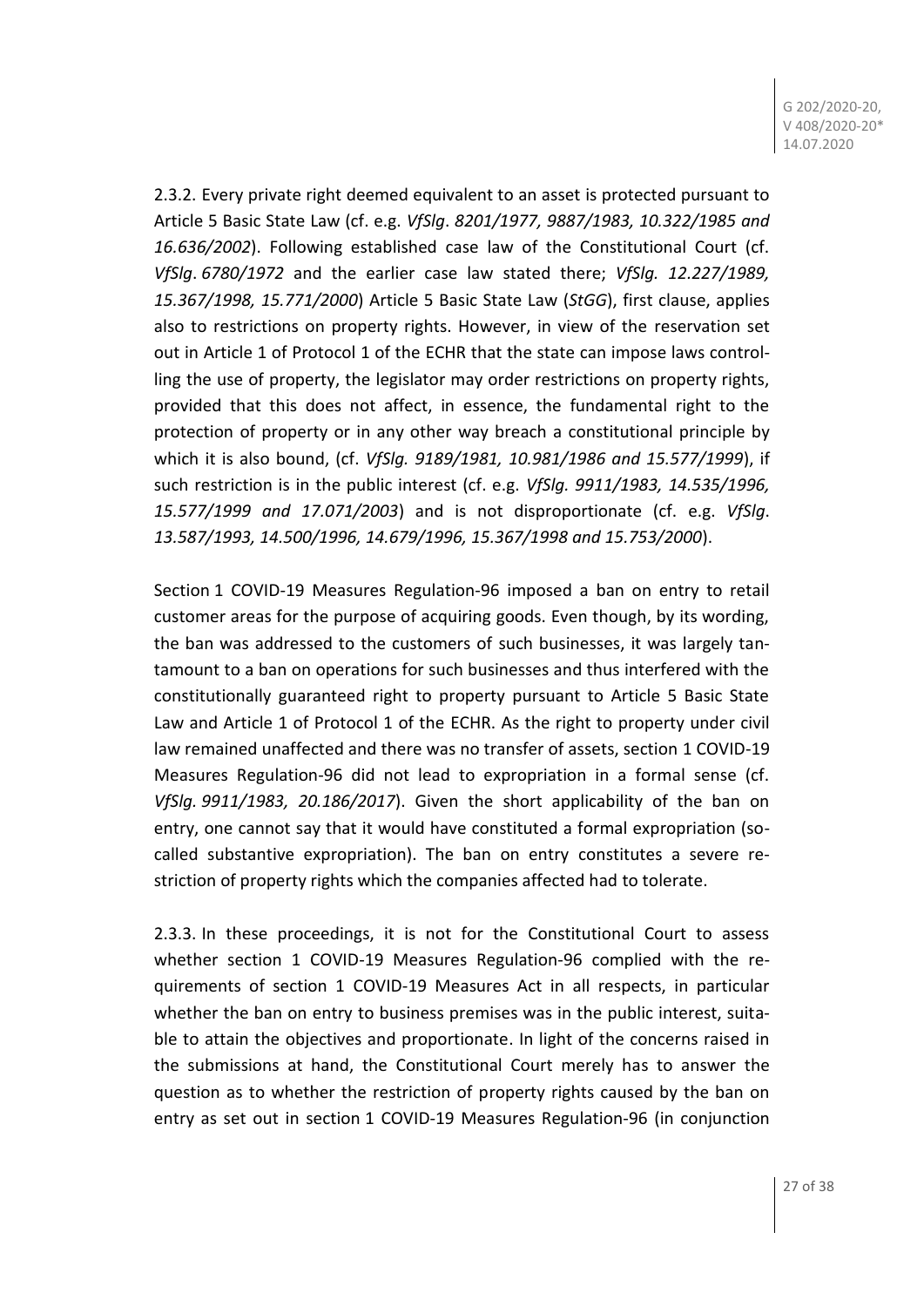2.3.2. Every private right deemed equivalent to an asset is protected pursuant to Article 5 Basic State Law (cf. e.g. *VfSlg. 8201/1977, 9887/1983, 10.322/1985 and 16.636/2002*). Following established case law of the Constitutional Court (cf. *VfSlg. 6780/1972* and the earlier case law stated there; *VfSlg. 12.227/1989, 15.367/1998, 15.771/2000*) Article 5 Basic State Law (*StGG*), first clause, applies also to restrictions on property rights. However, in view of the reservation set out in Article 1 of Protocol 1 of the ECHR that the state can impose laws controlling the use of property, the legislator may order restrictions on property rights, provided that this does not affect, in essence, the fundamental right to the protection of property or in any other way breach a constitutional principle by which it is also bound, (cf. *VfSlg. 9189/1981, 10.981/1986 and 15.577/1999*), if such restriction is in the public interest (cf. e.g. *VfSlg. 9911/1983, 14.535/1996, 15.577/1999 and 17.071/2003*) and is not disproportionate (cf. e.g. *VfSlg. 13.587/1993, 14.500/1996, 14.679/1996, 15.367/1998 and 15.753/2000*).

Section 1 COVID-19 Measures Regulation-96 imposed a ban on entry to retail customer areas for the purpose of acquiring goods. Even though, by its wording, the ban was addressed to the customers of such businesses, it was largely tantamount to a ban on operations for such businesses and thus interfered with the constitutionally guaranteed right to property pursuant to Article 5 Basic State Law and Article 1 of Protocol 1 of the ECHR. As the right to property under civil law remained unaffected and there was no transfer of assets, section 1 COVID-19 Measures Regulation-96 did not lead to expropriation in a formal sense (cf. *VfSlg. 9911/1983, 20.186/2017*). Given the short applicability of the ban on entry, one cannot say that it would have constituted a formal expropriation (so-called substantive expropriation). The ban on entry constitutes a severe restriction of property rights which the companies affected had to tolerate.

2.3.3. In these proceedings, it is not for the Constitutional Court to assess whether section 1 COVID-19 Measures Regulation-96 complied with the requirements of section 1 COVID-19 Measures Act in all respects, in particular whether the ban on entry to business premises was in the public interest, suitable to attain the objectives and proportionate. In light of the concerns raised in the submissions at hand, the Constitutional Court merely has to answer the question as to whether the restriction of property rights caused by the ban on entry as set out in section 1 COVID-19 Measures Regulation-96 (in conjunction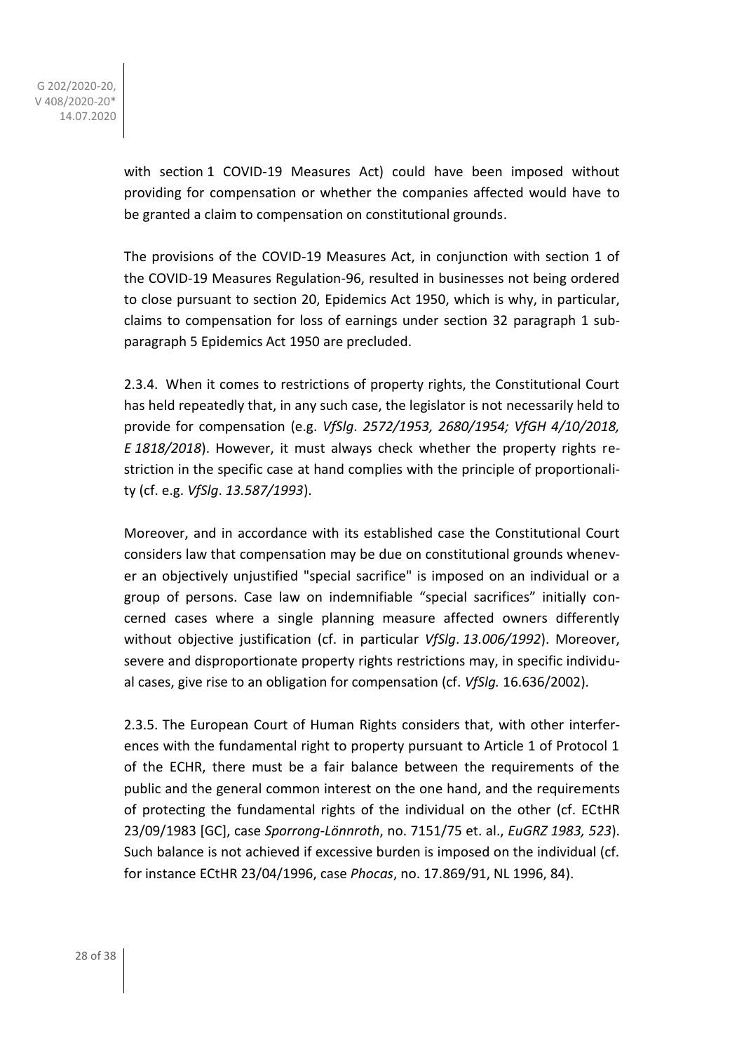with section 1 COVID-19 Measures Act) could have been imposed without providing for compensation or whether the companies affected would have to be granted a claim to compensation on constitutional grounds.

The provisions of the COVID-19 Measures Act, in conjunction with section 1 of the COVID-19 Measures Regulation-96, resulted in businesses not being ordered to close pursuant to section 20, Epidemics Act 1950, which is why, in particular, claims to compensation for loss of earnings under section 32 paragraph 1 subparagraph 5 Epidemics Act 1950 are precluded.

2.3.4. When it comes to restrictions of property rights, the Constitutional Court has held repeatedly that, in any such case, the legislator is not necessarily held to provide for compensation (e.g. *VfSlg. 2572/1953, 2680/1954; VfGH 4/10/2018, E 1818/2018*). However, it must always check whether the property rights restriction in the specific case at hand complies with the principle of proportionality (cf. e.g. *VfSlg. 13.587/1993*).

Moreover, and in accordance with its established case the Constitutional Court considers law that compensation may be due on constitutional grounds whenever an objectively unjustified "special sacrifice" is imposed on an individual or a group of persons. Case law on indemnifiable "special sacrifices" initially concerned cases where a single planning measure affected owners differently without objective justification (cf. in particular *VfSlg. 13.006/1992*). Moreover, severe and disproportionate property rights restrictions may, in specific individual cases, give rise to an obligation for compensation (cf. *VfSlg.* 16.636/2002).

2.3.5. The European Court of Human Rights considers that, with other interferences with the fundamental right to property pursuant to Article 1 of Protocol 1 of the ECHR, there must be a fair balance between the requirements of the public and the general common interest on the one hand, and the requirements of protecting the fundamental rights of the individual on the other (cf. ECtHR 23/09/1983 [GC], case *Sporrong-Lönnroth*, no. 7151/75 et. al., *EuGRZ 1983, 523*). Such balance is not achieved if excessive burden is imposed on the individual (cf. for instance ECtHR 23/04/1996, case *Phocas*, no. 17.869/91, NL 1996, 84).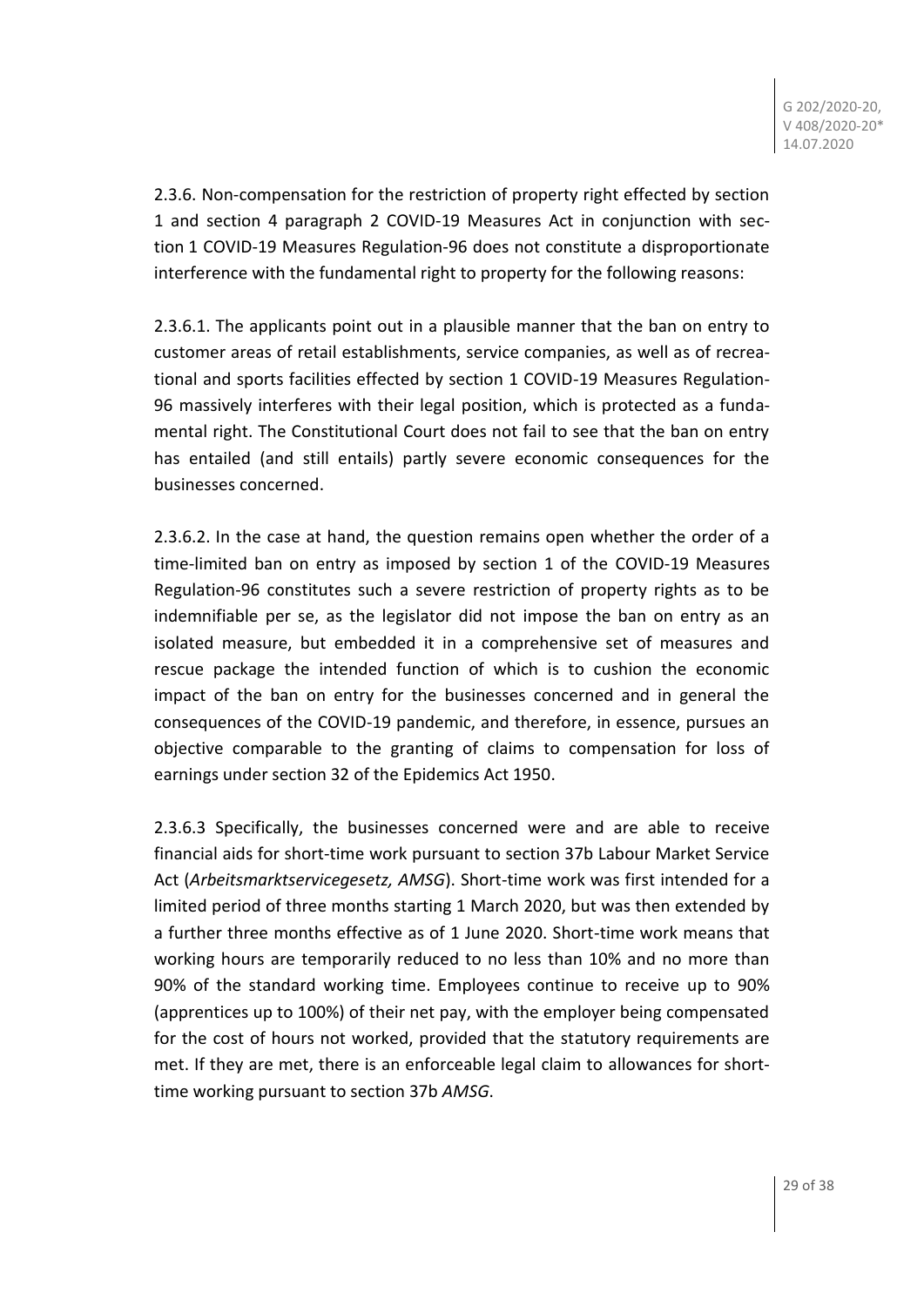2.3.6. Non-compensation for the restriction of property right effected by section 1 and section 4 paragraph 2 COVID-19 Measures Act in conjunction with section 1 COVID-19 Measures Regulation-96 does not constitute a disproportionate interference with the fundamental right to property for the following reasons:

2.3.6.1. The applicants point out in a plausible manner that the ban on entry to customer areas of retail establishments, service companies, as well as of recreational and sports facilities effected by section 1 COVID-19 Measures Regulation-96 massively interferes with their legal position, which is protected as a fundamental right. The Constitutional Court does not fail to see that the ban on entry has entailed (and still entails) partly severe economic consequences for the businesses concerned.

2.3.6.2. In the case at hand, the question remains open whether the order of a time-limited ban on entry as imposed by section 1 of the COVID-19 Measures Regulation-96 constitutes such a severe restriction of property rights as to be indemnifiable per se, as the legislator did not impose the ban on entry as an isolated measure, but embedded it in a comprehensive set of measures and rescue package the intended function of which is to cushion the economic impact of the ban on entry for the businesses concerned and in general the consequences of the COVID-19 pandemic, and therefore, in essence, pursues an objective comparable to the granting of claims to compensation for loss of earnings under section 32 of the Epidemics Act 1950.

2.3.6.3 Specifically, the businesses concerned were and are able to receive financial aids for short-time work pursuant to section 37b Labour Market Service Act (*Arbeitsmarktservicegesetz, AMSG*). Short-time work was first intended for a limited period of three months starting 1 March 2020, but was then extended by a further three months effective as of 1 June 2020. Short-time work means that working hours are temporarily reduced to no less than 10% and no more than 90% of the standard working time. Employees continue to receive up to 90% (apprentices up to 100%) of their net pay, with the employer being compensated for the cost of hours not worked, provided that the statutory requirements are met. If they are met, there is an enforceable legal claim to allowances for short-time working pursuant to section 37b *AMSG*.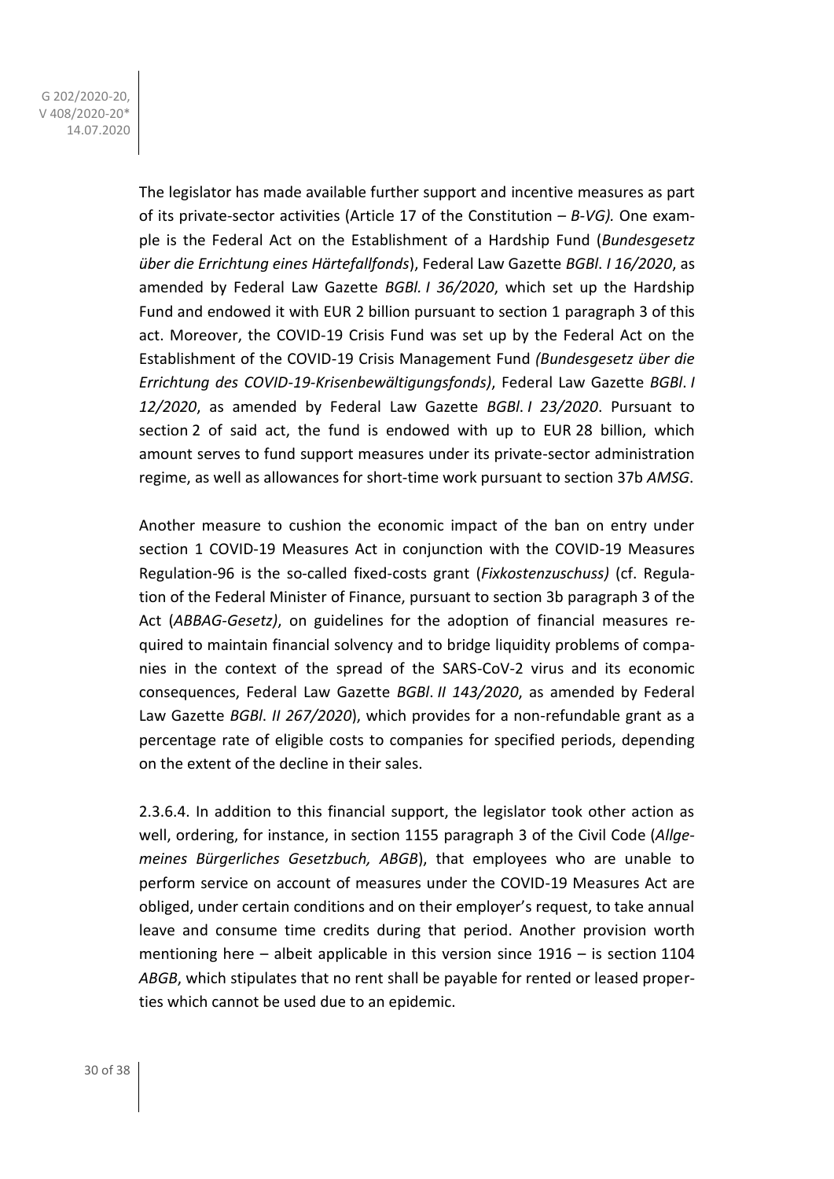The legislator has made available further support and incentive measures as part of its private-sector activities (Article 17 of the Constitution – *B-VG).* One example is the Federal Act on the Establishment of a Hardship Fund (*Bundesgesetz über die Errichtung eines Härtefallfonds*), Federal Law Gazette *BGBl. I 16/2020*, as amended by Federal Law Gazette *BGBl. I 36/2020*, which set up the Hardship Fund and endowed it with EUR 2 billion pursuant to section 1 paragraph 3 of this act. Moreover, the COVID-19 Crisis Fund was set up by the Federal Act on the Establishment of the COVID-19 Crisis Management Fund *(Bundesgesetz über die Errichtung des COVID-19-Krisenbewältigungsfonds)*, Federal Law Gazette *BGBl. I 12/2020*, as amended by Federal Law Gazette *BGBl. I 23/2020*. Pursuant to section 2 of said act, the fund is endowed with up to EUR 28 billion, which amount serves to fund support measures under its private-sector administration regime, as well as allowances for short-time work pursuant to section 37b *AMSG*.

Another measure to cushion the economic impact of the ban on entry under section 1 COVID-19 Measures Act in conjunction with the COVID-19 Measures Regulation-96 is the so-called fixed-costs grant (*Fixkostenzuschuss)* (cf. Regulation of the Federal Minister of Finance, pursuant to section 3b paragraph 3 of the Act (*ABBAG-Gesetz)*, on guidelines for the adoption of financial measures required to maintain financial solvency and to bridge liquidity problems of companies in the context of the spread of the SARS-CoV-2 virus and its economic consequences, Federal Law Gazette *BGBl. II 143/2020*, as amended by Federal Law Gazette *BGBl. II 267/2020*), which provides for a non-refundable grant as a percentage rate of eligible costs to companies for specified periods, depending on the extent of the decline in their sales.

2.3.6.4. In addition to this financial support, the legislator took other action as well, ordering, for instance, in section 1155 paragraph 3 of the Civil Code (*Allgemeines Bürgerliches Gesetzbuch, ABGB*), that employees who are unable to perform service on account of measures under the COVID-19 Measures Act are obliged, under certain conditions and on their employer's request, to take annual leave and consume time credits during that period. Another provision worth mentioning here – albeit applicable in this version since 1916 – is section 1104 *ABGB*, which stipulates that no rent shall be payable for rented or leased properties which cannot be used due to an epidemic.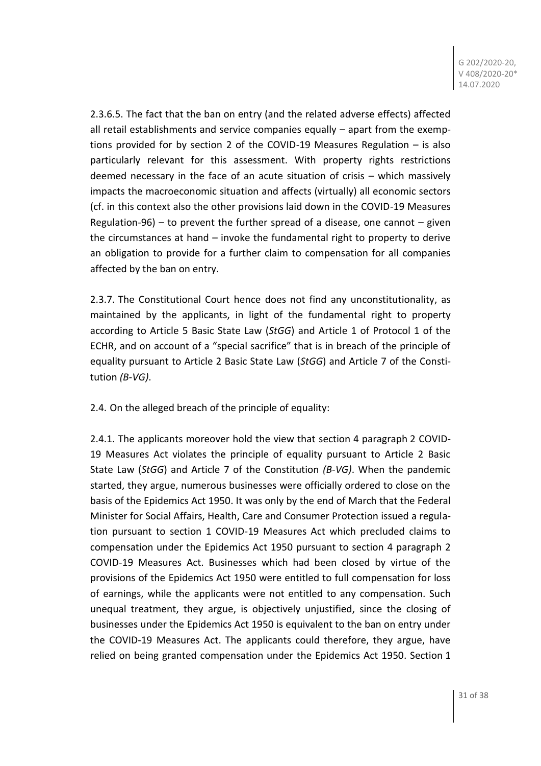2.3.6.5. The fact that the ban on entry (and the related adverse effects) affected all retail establishments and service companies equally – apart from the exemptions provided for by section 2 of the COVID-19 Measures Regulation – is also particularly relevant for this assessment. With property rights restrictions deemed necessary in the face of an acute situation of crisis – which massively impacts the macroeconomic situation and affects (virtually) all economic sectors (cf. in this context also the other provisions laid down in the COVID-19 Measures Regulation-96) – to prevent the further spread of a disease, one cannot – given the circumstances at hand – invoke the fundamental right to property to derive an obligation to provide for a further claim to compensation for all companies affected by the ban on entry.

2.3.7. The Constitutional Court hence does not find any unconstitutionality, as maintained by the applicants, in light of the fundamental right to property according to Article 5 Basic State Law (*StGG*) and Article 1 of Protocol 1 of the ECHR, and on account of a "special sacrifice" that is in breach of the principle of equality pursuant to Article 2 Basic State Law (*StGG*) and Article 7 of the Constitution *(B-VG)*.

2.4. On the alleged breach of the principle of equality:

2.4.1. The applicants moreover hold the view that section 4 paragraph 2 COVID-19 Measures Act violates the principle of equality pursuant to Article 2 Basic State Law (*StGG*) and Article 7 of the Constitution *(B-VG)*. When the pandemic started, they argue, numerous businesses were officially ordered to close on the basis of the Epidemics Act 1950. It was only by the end of March that the Federal Minister for Social Affairs, Health, Care and Consumer Protection issued a regulation pursuant to section 1 COVID-19 Measures Act which precluded claims to compensation under the Epidemics Act 1950 pursuant to section 4 paragraph 2 COVID-19 Measures Act. Businesses which had been closed by virtue of the provisions of the Epidemics Act 1950 were entitled to full compensation for loss of earnings, while the applicants were not entitled to any compensation. Such unequal treatment, they argue, is objectively unjustified, since the closing of businesses under the Epidemics Act 1950 is equivalent to the ban on entry under the COVID-19 Measures Act. The applicants could therefore, they argue, have relied on being granted compensation under the Epidemics Act 1950. Section 1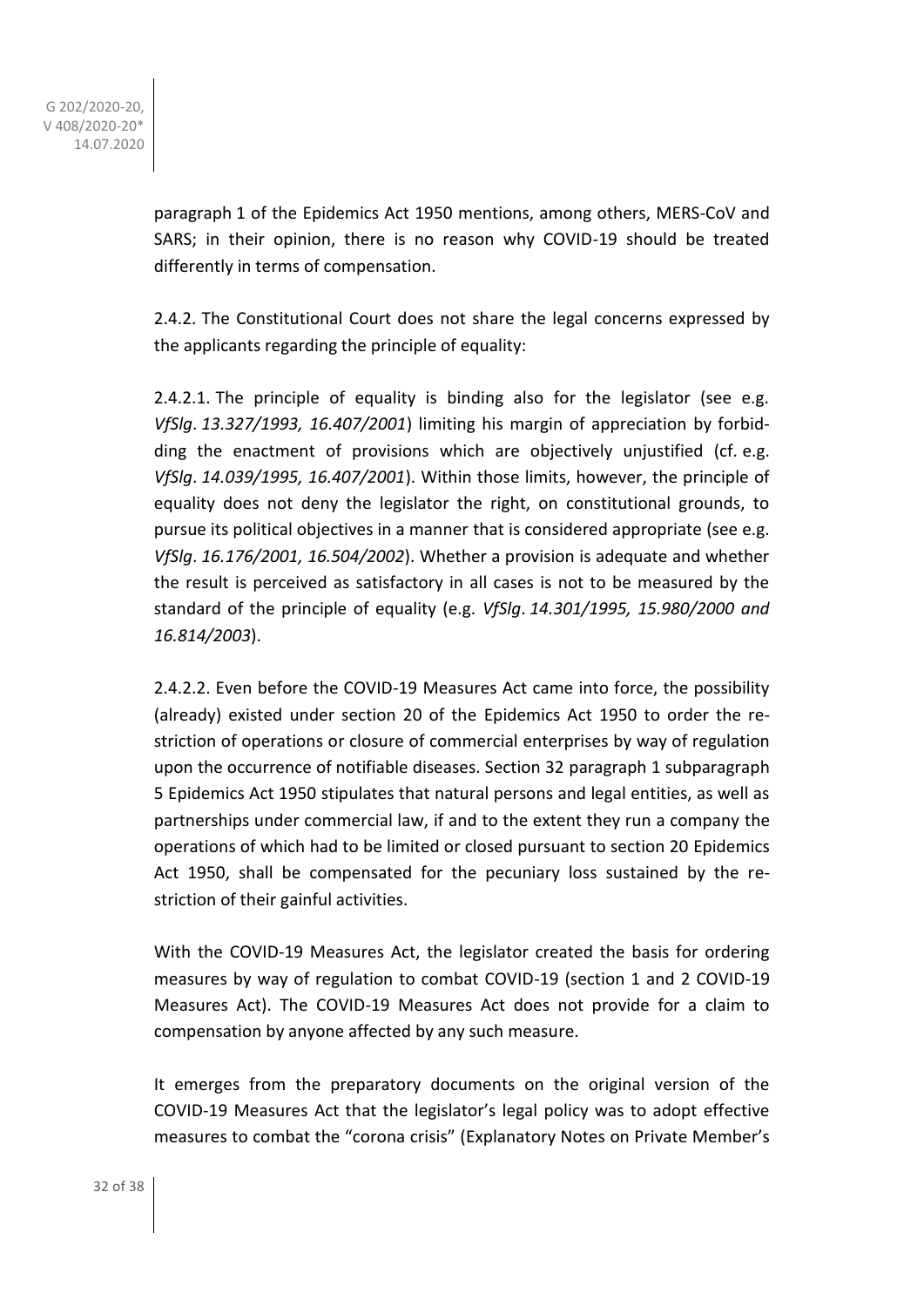paragraph 1 of the Epidemics Act 1950 mentions, among others, MERS-CoV and SARS; in their opinion, there is no reason why COVID-19 should be treated differently in terms of compensation.

2.4.2. The Constitutional Court does not share the legal concerns expressed by the applicants regarding the principle of equality:

2.4.2.1. The principle of equality is binding also for the legislator (see e.g. *VfSlg*. *13.327/1993, 16.407/2001*) limiting his margin of appreciation by forbidding the enactment of provisions which are objectively unjustified (cf. e.g. *VfSlg*. *14.039/1995, 16.407/2001*). Within those limits, however, the principle of equality does not deny the legislator the right, on constitutional grounds, to pursue its political objectives in a manner that is considered appropriate (see e.g. *VfSlg*. *16.176/2001, 16.504/2002*). Whether a provision is adequate and whether the result is perceived as satisfactory in all cases is not to be measured by the standard of the principle of equality (e.g. *VfSlg*. *14.301/1995, 15.980/2000 and 16.814/2003*).

2.4.2.2. Even before the COVID-19 Measures Act came into force, the possibility (already) existed under section 20 of the Epidemics Act 1950 to order the restriction of operations or closure of commercial enterprises by way of regulation upon the occurrence of notifiable diseases. Section 32 paragraph 1 subparagraph 5 Epidemics Act 1950 stipulates that natural persons and legal entities, as well as partnerships under commercial law, if and to the extent they run a company the operations of which had to be limited or closed pursuant to section 20 Epidemics Act 1950, shall be compensated for the pecuniary loss sustained by the restriction of their gainful activities.

With the COVID-19 Measures Act, the legislator created the basis for ordering measures by way of regulation to combat COVID-19 (section 1 and 2 COVID-19 Measures Act). The COVID-19 Measures Act does not provide for a claim to compensation by anyone affected by any such measure.

It emerges from the preparatory documents on the original version of the COVID-19 Measures Act that the legislator's legal policy was to adopt effective measures to combat the "corona crisis" (Explanatory Notes on Private Member's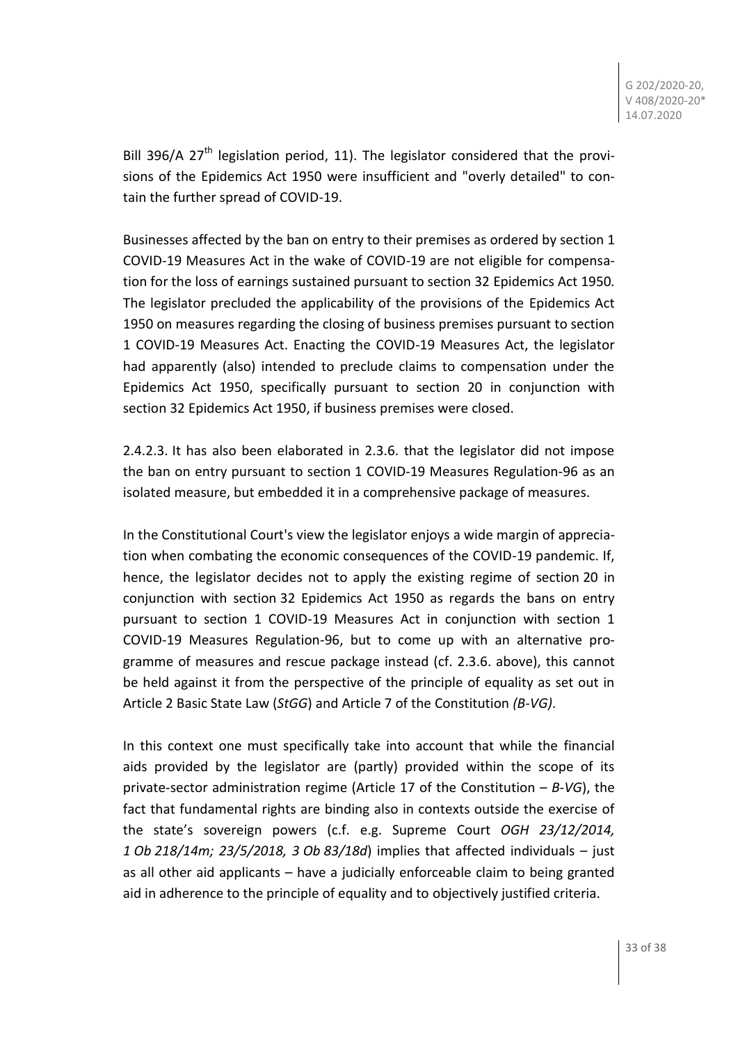Bill 396/A 27th legislation period, 11). The legislator considered that the provisions of the Epidemics Act 1950 were insufficient and "overly detailed" to contain the further spread of COVID-19.

Businesses affected by the ban on entry to their premises as ordered by section 1 COVID-19 Measures Act in the wake of COVID-19 are not eligible for compensation for the loss of earnings sustained pursuant to section 32 Epidemics Act 1950. The legislator precluded the applicability of the provisions of the Epidemics Act 1950 on measures regarding the closing of business premises pursuant to section 1 COVID-19 Measures Act. Enacting the COVID-19 Measures Act, the legislator had apparently (also) intended to preclude claims to compensation under the Epidemics Act 1950, specifically pursuant to section 20 in conjunction with section 32 Epidemics Act 1950, if business premises were closed.

2.4.2.3. It has also been elaborated in 2.3.6. that the legislator did not impose the ban on entry pursuant to section 1 COVID-19 Measures Regulation-96 as an isolated measure, but embedded it in a comprehensive package of measures.

In the Constitutional Court's view the legislator enjoys a wide margin of appreciation when combating the economic consequences of the COVID-19 pandemic. If, hence, the legislator decides not to apply the existing regime of section 20 in conjunction with section 32 Epidemics Act 1950 as regards the bans on entry pursuant to section 1 COVID-19 Measures Act in conjunction with section 1 COVID-19 Measures Regulation-96, but to come up with an alternative programme of measures and rescue package instead (cf. 2.3.6. above), this cannot be held against it from the perspective of the principle of equality as set out in Article 2 Basic State Law (*StGG*) and Article 7 of the Constitution *(B-VG)*.

In this context one must specifically take into account that while the financial aids provided by the legislator are (partly) provided within the scope of its private-sector administration regime (Article 17 of the Constitution – *B-VG*), the fact that fundamental rights are binding also in contexts outside the exercise of the state's sovereign powers (c.f. e.g. Supreme Court *OGH 23/12/2014, 1 Ob 218/14m; 23/5/2018, 3 Ob 83/18d*) implies that affected individuals – just as all other aid applicants – have a judicially enforceable claim to being granted aid in adherence to the principle of equality and to objectively justified criteria.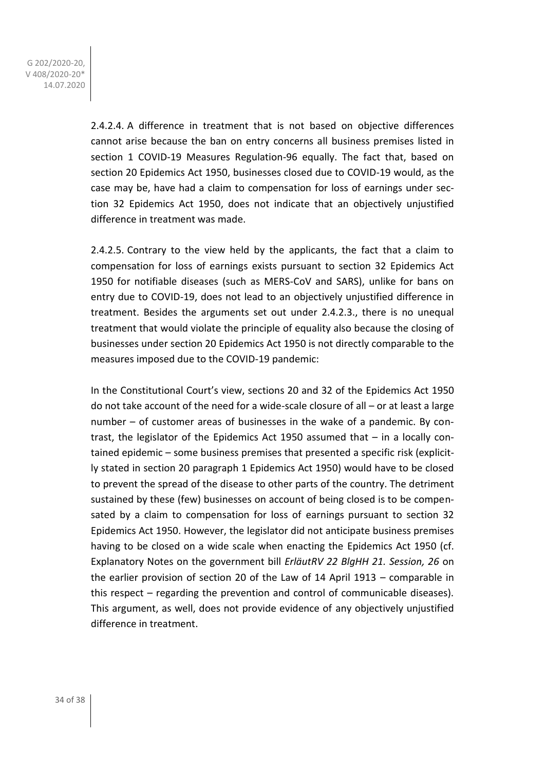2.4.2.4. A difference in treatment that is not based on objective differences cannot arise because the ban on entry concerns all business premises listed in section 1 COVID-19 Measures Regulation-96 equally. The fact that, based on section 20 Epidemics Act 1950, businesses closed due to COVID-19 would, as the case may be, have had a claim to compensation for loss of earnings under section 32 Epidemics Act 1950, does not indicate that an objectively unjustified difference in treatment was made.

2.4.2.5. Contrary to the view held by the applicants, the fact that a claim to compensation for loss of earnings exists pursuant to section 32 Epidemics Act 1950 for notifiable diseases (such as MERS-CoV and SARS), unlike for bans on entry due to COVID-19, does not lead to an objectively unjustified difference in treatment. Besides the arguments set out under 2.4.2.3., there is no unequal treatment that would violate the principle of equality also because the closing of businesses under section 20 Epidemics Act 1950 is not directly comparable to the measures imposed due to the COVID-19 pandemic:

In the Constitutional Court's view, sections 20 and 32 of the Epidemics Act 1950 do not take account of the need for a wide-scale closure of all – or at least a large number – of customer areas of businesses in the wake of a pandemic. By contrast, the legislator of the Epidemics Act 1950 assumed that – in a locally contained epidemic – some business premises that presented a specific risk (explicitly stated in section 20 paragraph 1 Epidemics Act 1950) would have to be closed to prevent the spread of the disease to other parts of the country. The detriment sustained by these (few) businesses on account of being closed is to be compensated by a claim to compensation for loss of earnings pursuant to section 32 Epidemics Act 1950. However, the legislator did not anticipate business premises having to be closed on a wide scale when enacting the Epidemics Act 1950 (cf. Explanatory Notes on the government bill *ErläutRV 22 BlgHH 21. Session, 26* on the earlier provision of section 20 of the Law of 14 April 1913 – comparable in this respect – regarding the prevention and control of communicable diseases). This argument, as well, does not provide evidence of any objectively unjustified difference in treatment.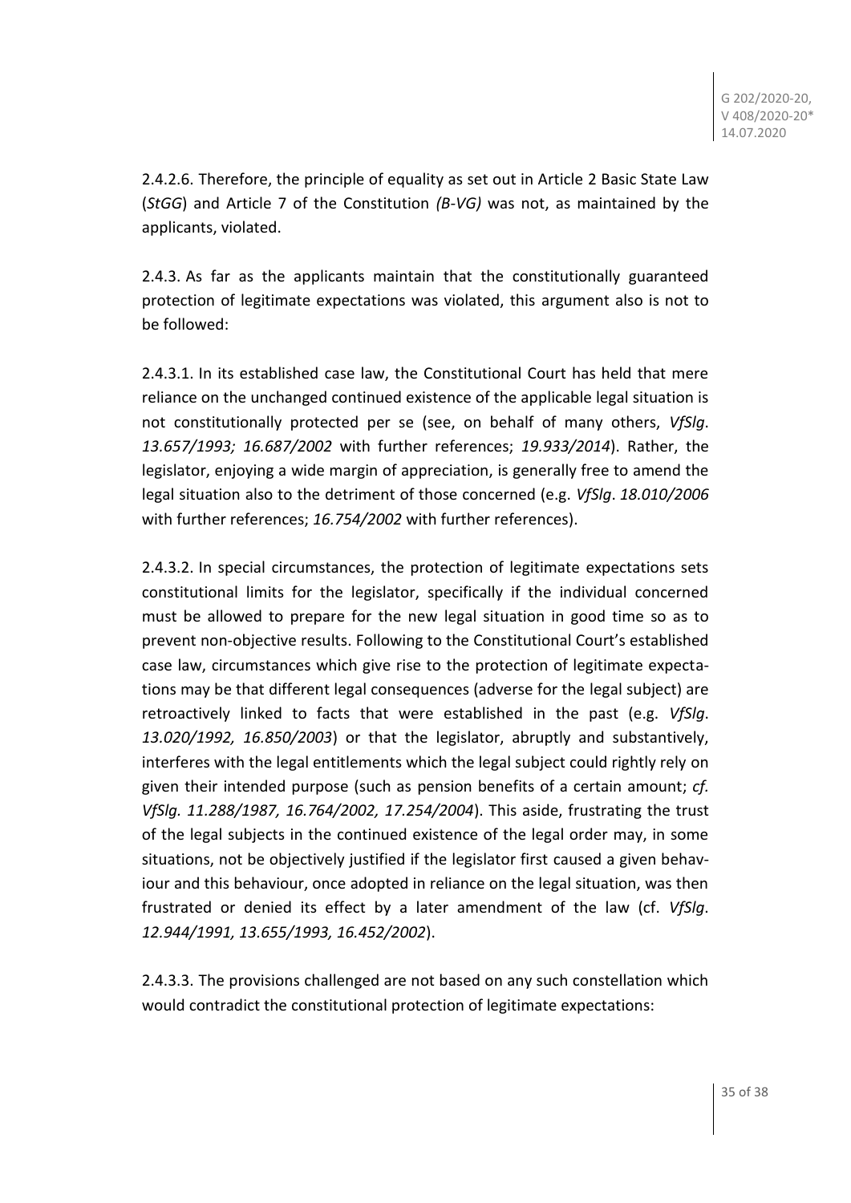2.4.2.6. Therefore, the principle of equality as set out in Article 2 Basic State Law (*StGG*) and Article 7 of the Constitution *(B-VG)* was not, as maintained by the applicants, violated.

2.4.3. As far as the applicants maintain that the constitutionally guaranteed protection of legitimate expectations was violated, this argument also is not to be followed:

2.4.3.1. In its established case law, the Constitutional Court has held that mere reliance on the unchanged continued existence of the applicable legal situation is not constitutionally protected per se (see, on behalf of many others, *VfSlg*. *13.657/1993; 16.687/2002* with further references; *19.933/2014*). Rather, the legislator, enjoying a wide margin of appreciation, is generally free to amend the legal situation also to the detriment of those concerned (e.g. *VfSlg*. *18.010/2006* with further references; *16.754/2002* with further references).

2.4.3.2. In special circumstances, the protection of legitimate expectations sets constitutional limits for the legislator, specifically if the individual concerned must be allowed to prepare for the new legal situation in good time so as to prevent non-objective results. Following to the Constitutional Court's established case law, circumstances which give rise to the protection of legitimate expectations may be that different legal consequences (adverse for the legal subject) are retroactively linked to facts that were established in the past (e.g. *VfSlg*. *13.020/1992, 16.850/2003*) or that the legislator, abruptly and substantively, interferes with the legal entitlements which the legal subject could rightly rely on given their intended purpose (such as pension benefits of a certain amount; *cf. VfSlg. 11.288/1987, 16.764/2002, 17.254/2004*). This aside, frustrating the trust of the legal subjects in the continued existence of the legal order may, in some situations, not be objectively justified if the legislator first caused a given behaviour and this behaviour, once adopted in reliance on the legal situation, was then frustrated or denied its effect by a later amendment of the law (cf. *VfSlg*. *12.944/1991, 13.655/1993, 16.452/2002*).

2.4.3.3. The provisions challenged are not based on any such constellation which would contradict the constitutional protection of legitimate expectations: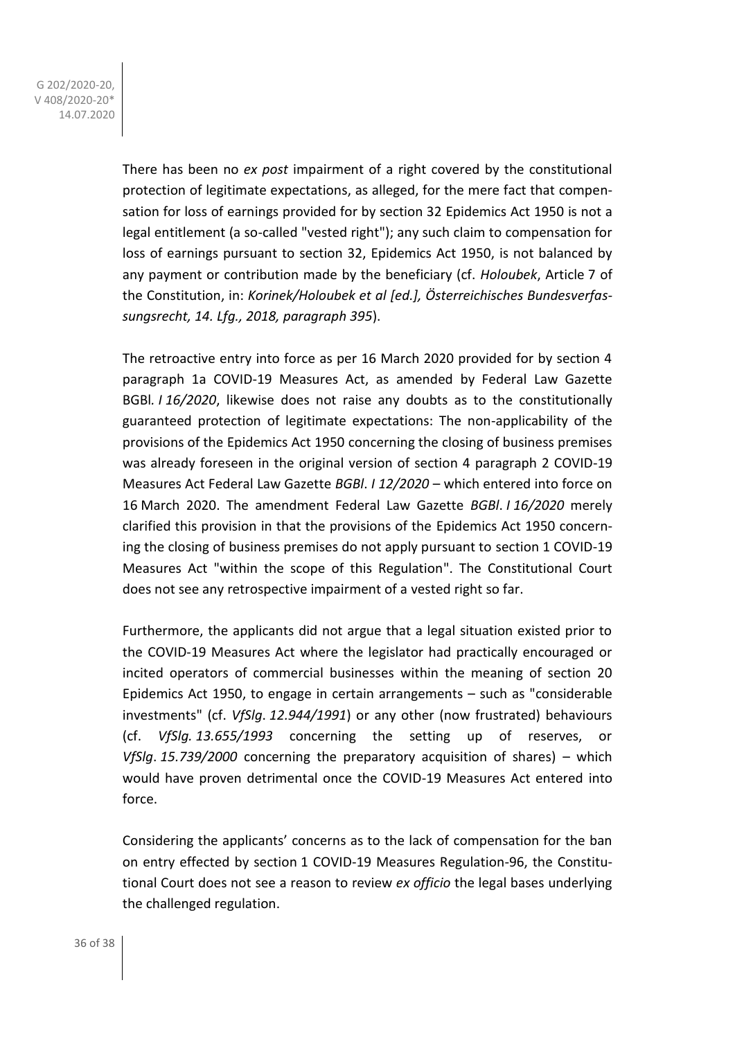There has been no *ex post* impairment of a right covered by the constitutional protection of legitimate expectations, as alleged, for the mere fact that compensation for loss of earnings provided for by section 32 Epidemics Act 1950 is not a legal entitlement (a so-called "vested right"); any such claim to compensation for loss of earnings pursuant to section 32, Epidemics Act 1950, is not balanced by any payment or contribution made by the beneficiary (cf. *Holoubek*, Article 7 of the Constitution, in: *Korinek/Holoubek et al [ed.], Österreichisches Bundesverfassungsrecht, 14. Lfg., 2018, paragraph 395*).

The retroactive entry into force as per 16 March 2020 provided for by section 4 paragraph 1a COVID-19 Measures Act, as amended by Federal Law Gazette BGBl. *I 16/2020*, likewise does not raise any doubts as to the constitutionally guaranteed protection of legitimate expectations: The non-applicability of the provisions of the Epidemics Act 1950 concerning the closing of business premises was already foreseen in the original version of section 4 paragraph 2 COVID-19 Measures Act Federal Law Gazette *BGBl*. *I 12/2020* – which entered into force on 16 March 2020. The amendment Federal Law Gazette *BGBl*. *I 16/2020* merely clarified this provision in that the provisions of the Epidemics Act 1950 concerning the closing of business premises do not apply pursuant to section 1 COVID-19 Measures Act "within the scope of this Regulation". The Constitutional Court does not see any retrospective impairment of a vested right so far.

Furthermore, the applicants did not argue that a legal situation existed prior to the COVID-19 Measures Act where the legislator had practically encouraged or incited operators of commercial businesses within the meaning of section 20 Epidemics Act 1950, to engage in certain arrangements – such as "considerable investments" (cf. *VfSlg*. *12.944/1991*) or any other (now frustrated) behaviours (cf. *VfSlg. 13.655/1993* concerning the setting up of reserves, or *VfSlg*. *15.739/2000* concerning the preparatory acquisition of shares) – which would have proven detrimental once the COVID-19 Measures Act entered into force.

Considering the applicants' concerns as to the lack of compensation for the ban on entry effected by section 1 COVID-19 Measures Regulation-96, the Constitutional Court does not see a reason to review *ex officio* the legal bases underlying the challenged regulation.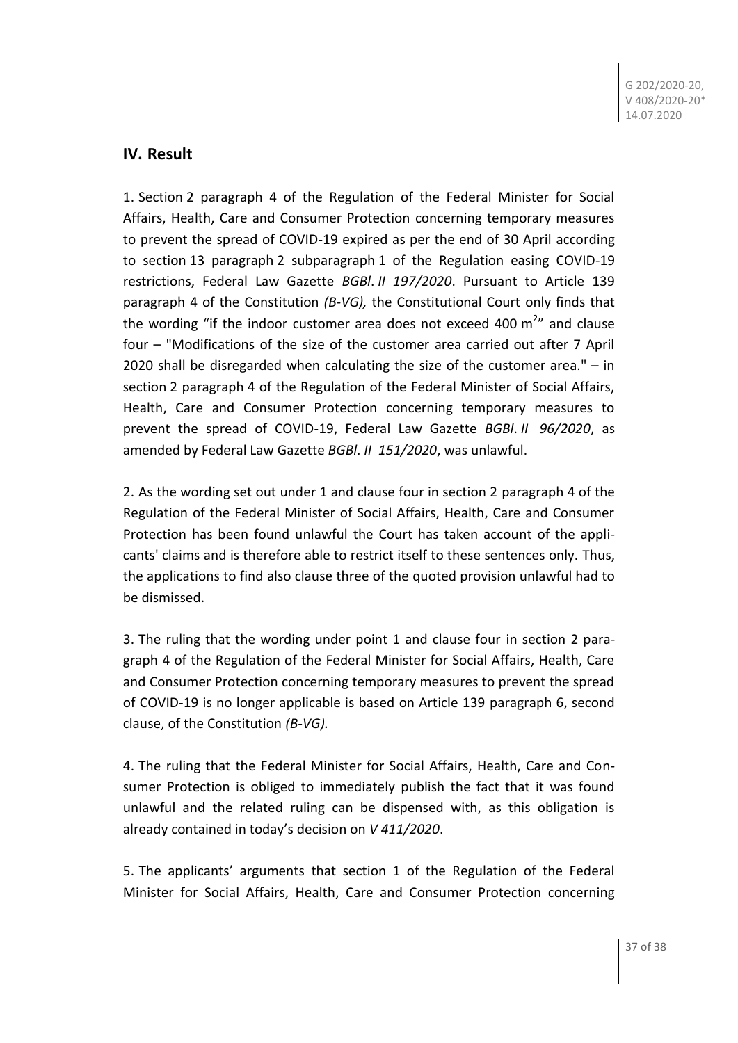## IV. Result

1. Section 2 paragraph 4 of the Regulation of the Federal Minister for Social Affairs, Health, Care and Consumer Protection concerning temporary measures to prevent the spread of COVID-19 expired as per the end of 30 April according to section 13 paragraph 2 subparagraph 1 of the Regulation easing COVID-19 restrictions, Federal Law Gazette *BGBl. II 197/2020*. Pursuant to Article 139 paragraph 4 of the Constitution *(B-VG),* the Constitutional Court only finds that the wording "if the indoor customer area does not exceed 400 $m^2$" and clause four – "Modifications of the size of the customer area carried out after 7 April 2020 shall be disregarded when calculating the size of the customer area." – in section 2 paragraph 4 of the Regulation of the Federal Minister of Social Affairs, Health, Care and Consumer Protection concerning temporary measures to prevent the spread of COVID-19, Federal Law Gazette *BGBl. II 96/2020*, as amended by Federal Law Gazette *BGBl. II 151/2020*, was unlawful.

2. As the wording set out under 1 and clause four in section 2 paragraph 4 of the Regulation of the Federal Minister of Social Affairs, Health, Care and Consumer Protection has been found unlawful the Court has taken account of the applicants' claims and is therefore able to restrict itself to these sentences only. Thus, the applications to find also clause three of the quoted provision unlawful had to be dismissed.

3. The ruling that the wording under point 1 and clause four in section 2 paragraph 4 of the Regulation of the Federal Minister for Social Affairs, Health, Care and Consumer Protection concerning temporary measures to prevent the spread of COVID-19 is no longer applicable is based on Article 139 paragraph 6, second clause, of the Constitution *(B-VG).*

4. The ruling that the Federal Minister for Social Affairs, Health, Care and Consumer Protection is obliged to immediately publish the fact that it was found unlawful and the related ruling can be dispensed with, as this obligation is already contained in today's decision on *V 411/2020*.

5. The applicants' arguments that section 1 of the Regulation of the Federal Minister for Social Affairs, Health, Care and Consumer Protection concerning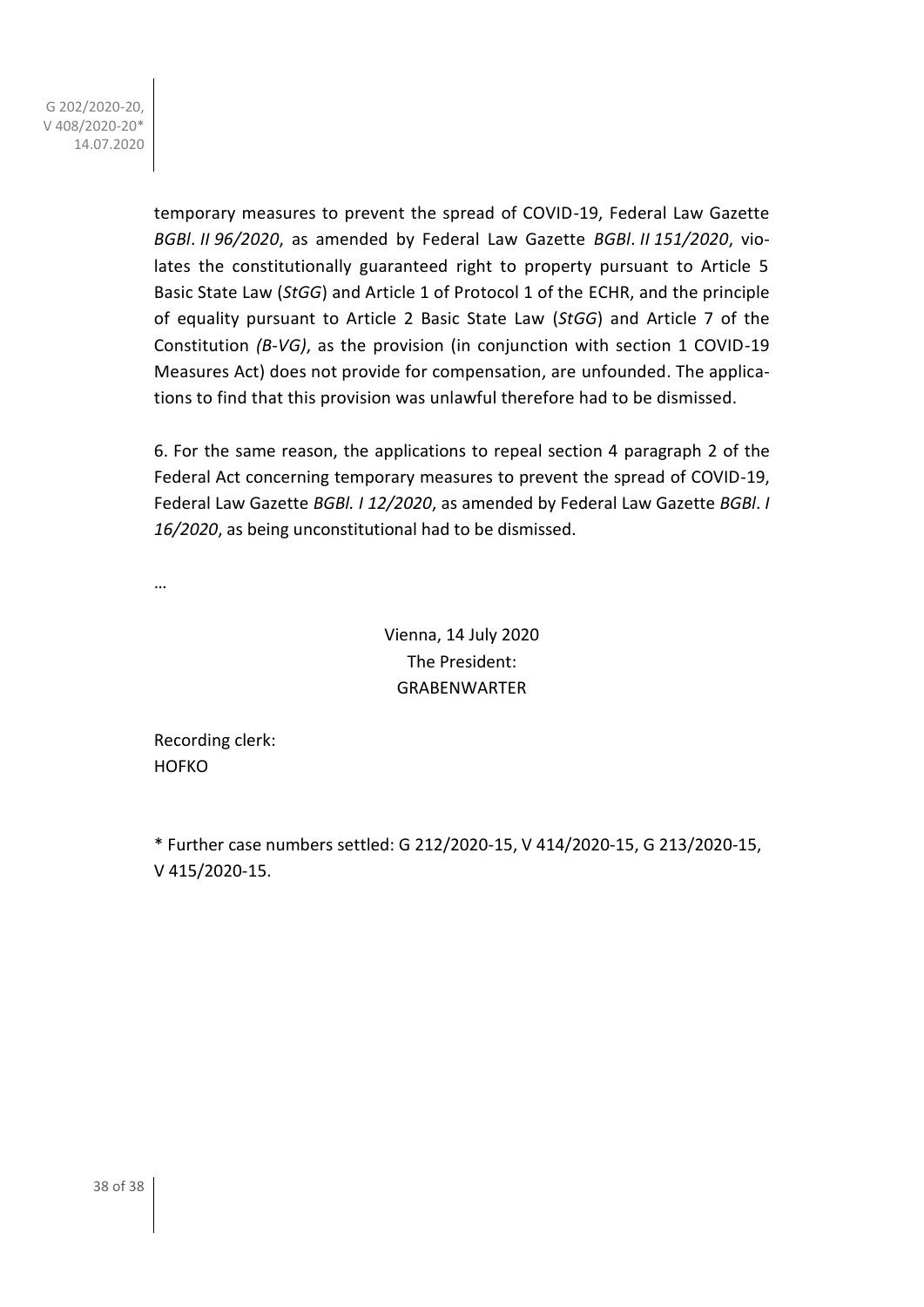temporary measures to prevent the spread of COVID-19, Federal Law Gazette *BGBl*. *II 96/2020*, as amended by Federal Law Gazette *BGBl*. *II 151/2020*, violates the constitutionally guaranteed right to property pursuant to Article 5 Basic State Law (*StGG*) and Article 1 of Protocol 1 of the ECHR, and the principle of equality pursuant to Article 2 Basic State Law (*StGG*) and Article 7 of the Constitution *(B-VG)*, as the provision (in conjunction with section 1 COVID-19 Measures Act) does not provide for compensation, are unfounded. The applications to find that this provision was unlawful therefore had to be dismissed.

6. For the same reason, the applications to repeal section 4 paragraph 2 of the Federal Act concerning temporary measures to prevent the spread of COVID-19, Federal Law Gazette *BGBl. I 12/2020*, as amended by Federal Law Gazette *BGBl*. *I 16/2020*, as being unconstitutional had to be dismissed.

…

Vienna, 14 July 2020
The President:
GRABENWARTER

Recording clerk:
HOFKO

\* Further case numbers settled: G 212/2020-15, V 414/2020-15, G 213/2020-15, V 415/2020-15.